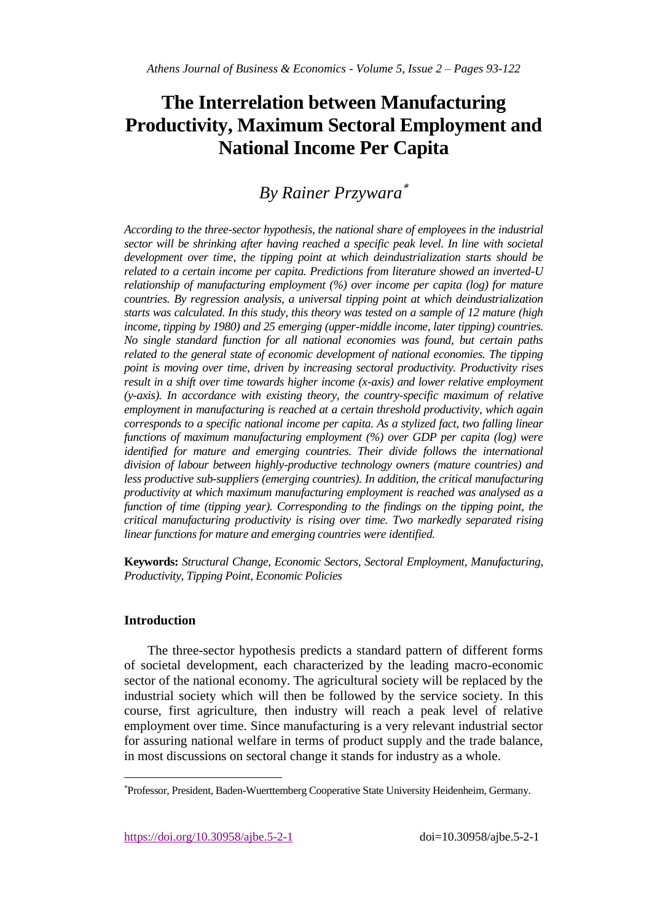# The Interrelation between Manufacturing Productivity, Maximum Sectoral Employment and National Income Per Capita

## *By Rainer Przywara*[*]

*According to the three-sector hypothesis, the national share of employees in the industrial sector will be shrinking after having reached a specific peak level. In line with societal development over time, the tipping point at which deindustrialization starts should be related to a certain income per capita. Predictions from literature showed an inverted-U relationship of manufacturing employment (%) over income per capita (log) for mature countries. By regression analysis, a universal tipping point at which deindustrialization starts was calculated. In this study, this theory was tested on a sample of 12 mature (high income, tipping by 1980) and 25 emerging (upper-middle income, later tipping) countries. No single standard function for all national economies was found, but certain paths related to the general state of economic development of national economies. The tipping point is moving over time, driven by increasing sectoral productivity. Productivity rises result in a shift over time towards higher income (x-axis) and lower relative employment (y-axis). In accordance with existing theory, the country-specific maximum of relative employment in manufacturing is reached at a certain threshold productivity, which again corresponds to a specific national income per capita. As a stylized fact, two falling linear functions of maximum manufacturing employment (%) over GDP per capita (log) were identified for mature and emerging countries. Their divide follows the international division of labour between highly-productive technology owners (mature countries) and less productive sub-suppliers (emerging countries). In addition, the critical manufacturing productivity at which maximum manufacturing employment is reached was analysed as a function of time (tipping year). Corresponding to the findings on the tipping point, the critical manufacturing productivity is rising over time. Two markedly separated rising linear functions for mature and emerging countries were identified.*

**Keywords:** *Structural Change, Economic Sectors, Sectoral Employment, Manufacturing, Productivity, Tipping Point, Economic Policies*

### Introduction

The three-sector hypothesis predicts a standard pattern of different forms of societal development, each characterized by the leading macro-economic sector of the national economy. The agricultural society will be replaced by the industrial society which will then be followed by the service society. In this course, first agriculture, then industry will reach a peak level of relative employment over time. Since manufacturing is a very relevant industrial sector for assuring national welfare in terms of product supply and the trade balance, in most discussions on sectoral change it stands for industry as a whole.

---

[*] Professor, President, Baden-Wuerttemberg Cooperative State University Heidenheim, Germany.

https://doi.org/10.30958/ajbe.5-2-1 doi=10.30958/ajbe.5-2-1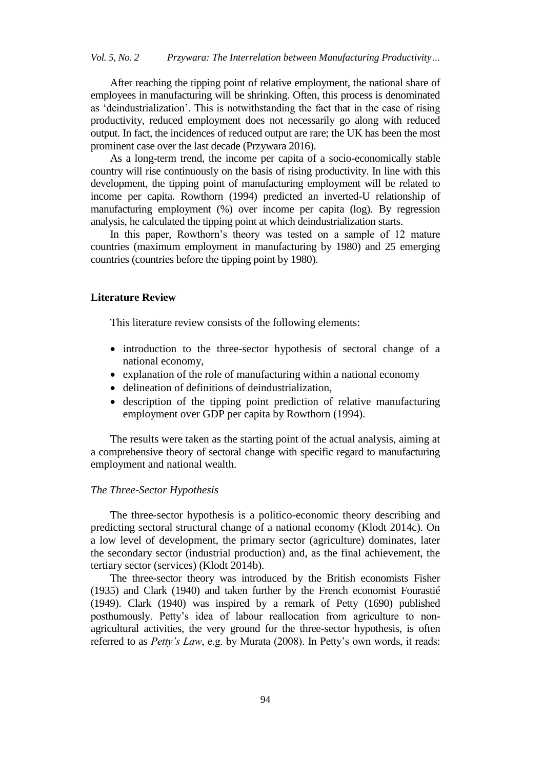After reaching the tipping point of relative employment, the national share of employees in manufacturing will be shrinking. Often, this process is denominated as 'deindustrialization'. This is notwithstanding the fact that in the case of rising productivity, reduced employment does not necessarily go along with reduced output. In fact, the incidences of reduced output are rare; the UK has been the most prominent case over the last decade (Przywara 2016).

As a long-term trend, the income per capita of a socio-economically stable country will rise continuously on the basis of rising productivity. In line with this development, the tipping point of manufacturing employment will be related to income per capita. Rowthorn (1994) predicted an inverted-U relationship of manufacturing employment (%) over income per capita (log). By regression analysis, he calculated the tipping point at which deindustrialization starts.

In this paper, Rowthorn's theory was tested on a sample of 12 mature countries (maximum employment in manufacturing by 1980) and 25 emerging countries (countries before the tipping point by 1980).

## Literature Review

This literature review consists of the following elements:

- introduction to the three-sector hypothesis of sectoral change of a national economy,
- explanation of the role of manufacturing within a national economy
- delineation of definitions of deindustrialization,
- description of the tipping point prediction of relative manufacturing employment over GDP per capita by Rowthorn (1994).

The results were taken as the starting point of the actual analysis, aiming at a comprehensive theory of sectoral change with specific regard to manufacturing employment and national wealth.

### *The Three-Sector Hypothesis*

The three-sector hypothesis is a politico-economic theory describing and predicting sectoral structural change of a national economy (Klodt 2014c). On a low level of development, the primary sector (agriculture) dominates, later the secondary sector (industrial production) and, as the final achievement, the tertiary sector (services) (Klodt 2014b).

The three-sector theory was introduced by the British economists Fisher (1935) and Clark (1940) and taken further by the French economist Fourastié (1949). Clark (1940) was inspired by a remark of Petty (1690) published posthumously. Petty's idea of labour reallocation from agriculture to non-agricultural activities, the very ground for the three-sector hypothesis, is often referred to as *Petty's Law*, e.g. by Murata (2008). In Petty's own words, it reads: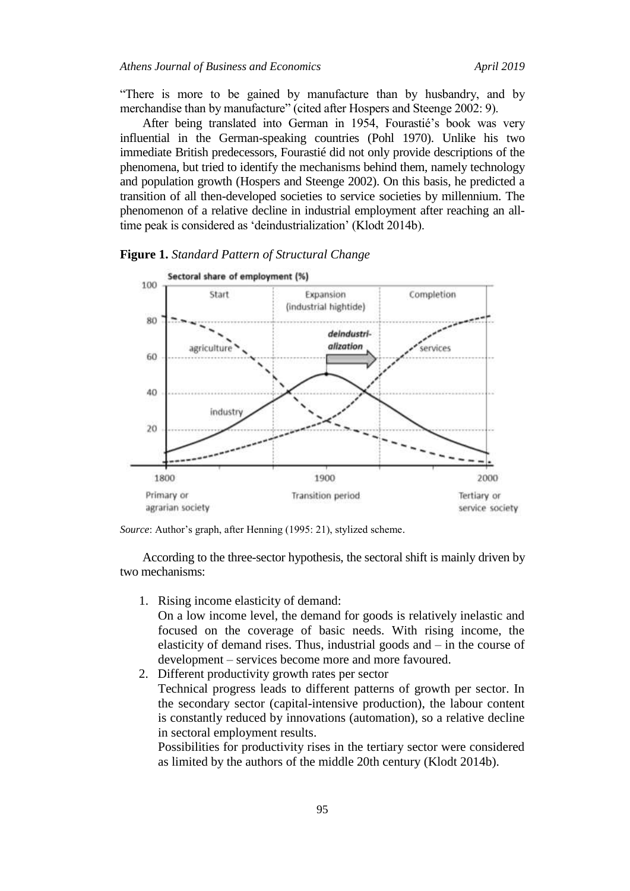"There is more to be gained by manufacture than by husbandry, and by merchandise than by manufacture" (cited after Hospers and Steenge 2002: 9).

After being translated into German in 1954, Fourastié's book was very influential in the German-speaking countries (Pohl 1970). Unlike his two immediate British predecessors, Fourastié did not only provide descriptions of the phenomena, but tried to identify the mechanisms behind them, namely technology and population growth (Hospers and Steenge 2002). On this basis, he predicted a transition of all then-developed societies to service societies by millennium. The phenomenon of a relative decline in industrial employment after reaching an all-time peak is considered as 'deindustrialization' (Klodt 2014b).

**Figure 1.** *Standard Pattern of Structural Change*

*Source*: Author's graph, after Henning (1995: 21), stylized scheme.

According to the three-sector hypothesis, the sectoral shift is mainly driven by two mechanisms:

1. Rising income elasticity of demand:
   On a low income level, the demand for goods is relatively inelastic and focused on the coverage of basic needs. With rising income, the elasticity of demand rises. Thus, industrial goods and – in the course of development – services become more and more favoured.
2. Different productivity growth rates per sector
   Technical progress leads to different patterns of growth per sector. In the secondary sector (capital-intensive production), the labour content is constantly reduced by innovations (automation), so a relative decline in sectoral employment results.
   Possibilities for productivity rises in the tertiary sector were considered as limited by the authors of the middle 20th century (Klodt 2014b).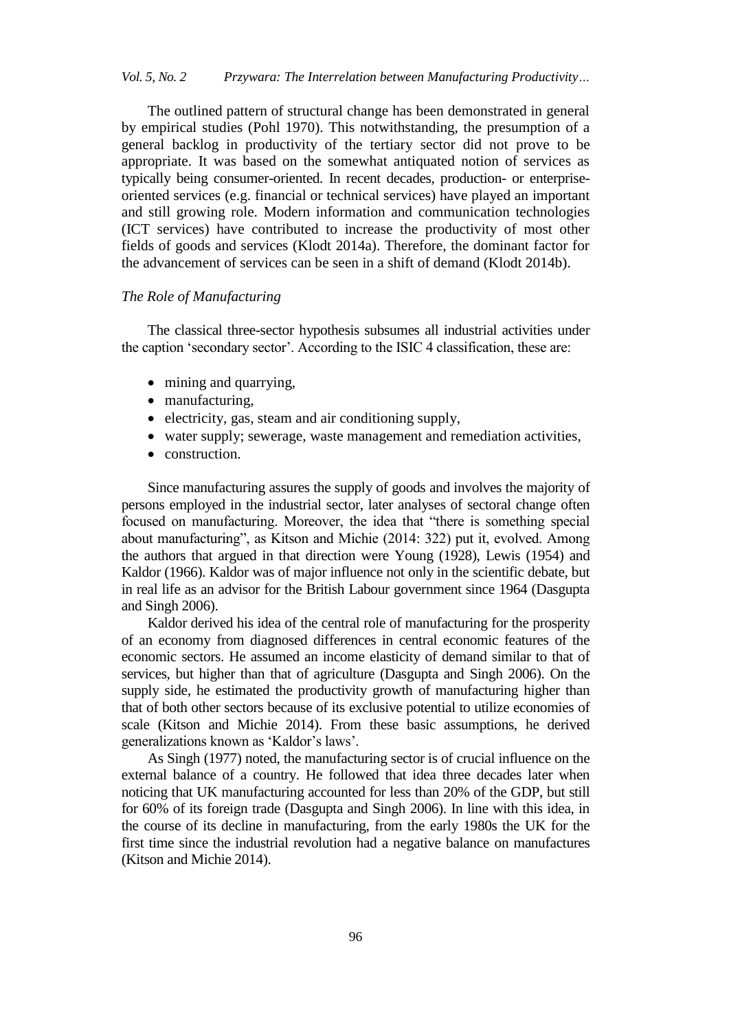The outlined pattern of structural change has been demonstrated in general by empirical studies (Pohl 1970). This notwithstanding, the presumption of a general backlog in productivity of the tertiary sector did not prove to be appropriate. It was based on the somewhat antiquated notion of services as typically being consumer-oriented. In recent decades, production- or enterprise-oriented services (e.g. financial or technical services) have played an important and still growing role. Modern information and communication technologies (ICT services) have contributed to increase the productivity of most other fields of goods and services (Klodt 2014a). Therefore, the dominant factor for the advancement of services can be seen in a shift of demand (Klodt 2014b).

### *The Role of Manufacturing*

The classical three-sector hypothesis subsumes all industrial activities under the caption 'secondary sector'. According to the ISIC 4 classification, these are:

- mining and quarrying,
- manufacturing,
- electricity, gas, steam and air conditioning supply,
- water supply; sewerage, waste management and remediation activities,
- construction.

Since manufacturing assures the supply of goods and involves the majority of persons employed in the industrial sector, later analyses of sectoral change often focused on manufacturing. Moreover, the idea that "there is something special about manufacturing", as Kitson and Michie (2014: 322) put it, evolved. Among the authors that argued in that direction were Young (1928), Lewis (1954) and Kaldor (1966). Kaldor was of major influence not only in the scientific debate, but in real life as an advisor for the British Labour government since 1964 (Dasgupta and Singh 2006).

Kaldor derived his idea of the central role of manufacturing for the prosperity of an economy from diagnosed differences in central economic features of the economic sectors. He assumed an income elasticity of demand similar to that of services, but higher than that of agriculture (Dasgupta and Singh 2006). On the supply side, he estimated the productivity growth of manufacturing higher than that of both other sectors because of its exclusive potential to utilize economies of scale (Kitson and Michie 2014). From these basic assumptions, he derived generalizations known as 'Kaldor's laws'.

As Singh (1977) noted, the manufacturing sector is of crucial influence on the external balance of a country. He followed that idea three decades later when noticing that UK manufacturing accounted for less than 20% of the GDP, but still for 60% of its foreign trade (Dasgupta and Singh 2006). In line with this idea, in the course of its decline in manufacturing, from the early 1980s the UK for the first time since the industrial revolution had a negative balance on manufactures (Kitson and Michie 2014).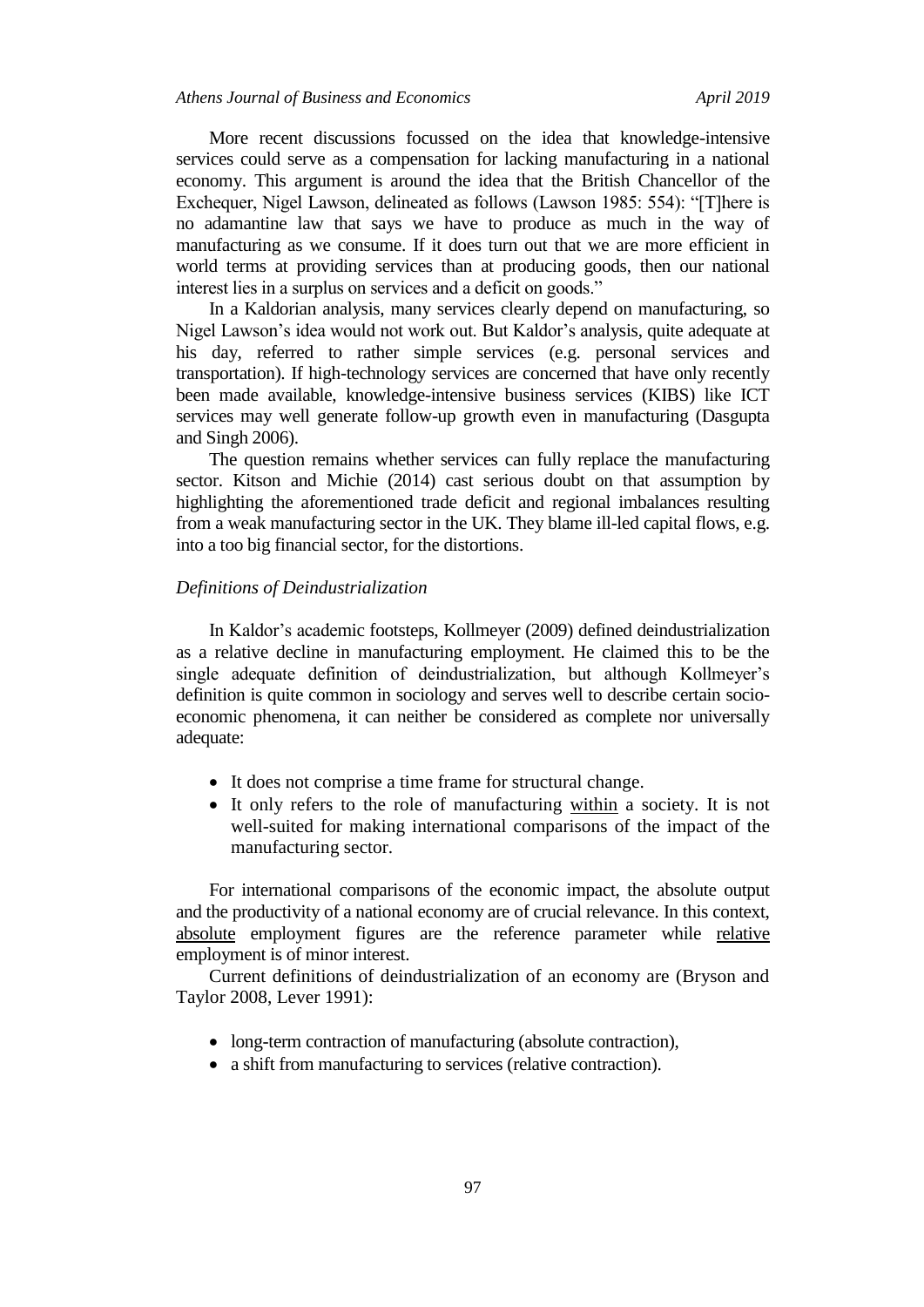More recent discussions focussed on the idea that knowledge-intensive services could serve as a compensation for lacking manufacturing in a national economy. This argument is around the idea that the British Chancellor of the Exchequer, Nigel Lawson, delineated as follows (Lawson 1985: 554): "[T]here is no adamantine law that says we have to produce as much in the way of manufacturing as we consume. If it does turn out that we are more efficient in world terms at providing services than at producing goods, then our national interest lies in a surplus on services and a deficit on goods."

In a Kaldorian analysis, many services clearly depend on manufacturing, so Nigel Lawson's idea would not work out. But Kaldor's analysis, quite adequate at his day, referred to rather simple services (e.g. personal services and transportation). If high-technology services are concerned that have only recently been made available, knowledge-intensive business services (KIBS) like ICT services may well generate follow-up growth even in manufacturing (Dasgupta and Singh 2006).

The question remains whether services can fully replace the manufacturing sector. Kitson and Michie (2014) cast serious doubt on that assumption by highlighting the aforementioned trade deficit and regional imbalances resulting from a weak manufacturing sector in the UK. They blame ill-led capital flows, e.g. into a too big financial sector, for the distortions.

### *Definitions of Deindustrialization*

In Kaldor's academic footsteps, Kollmeyer (2009) defined deindustrialization as a relative decline in manufacturing employment. He claimed this to be the single adequate definition of deindustrialization, but although Kollmeyer's definition is quite common in sociology and serves well to describe certain socio-economic phenomena, it can neither be considered as complete nor universally adequate:

- It does not comprise a time frame for structural change.
- It only refers to the role of manufacturing <u>within</u> a society. It is not well-suited for making international comparisons of the impact of the manufacturing sector.

For international comparisons of the economic impact, the absolute output and the productivity of a national economy are of crucial relevance. In this context, <u>absolute</u> employment figures are the reference parameter while <u>relative</u> employment is of minor interest.

Current definitions of deindustrialization of an economy are (Bryson and Taylor 2008, Lever 1991):

- long-term contraction of manufacturing (absolute contraction),
- a shift from manufacturing to services (relative contraction).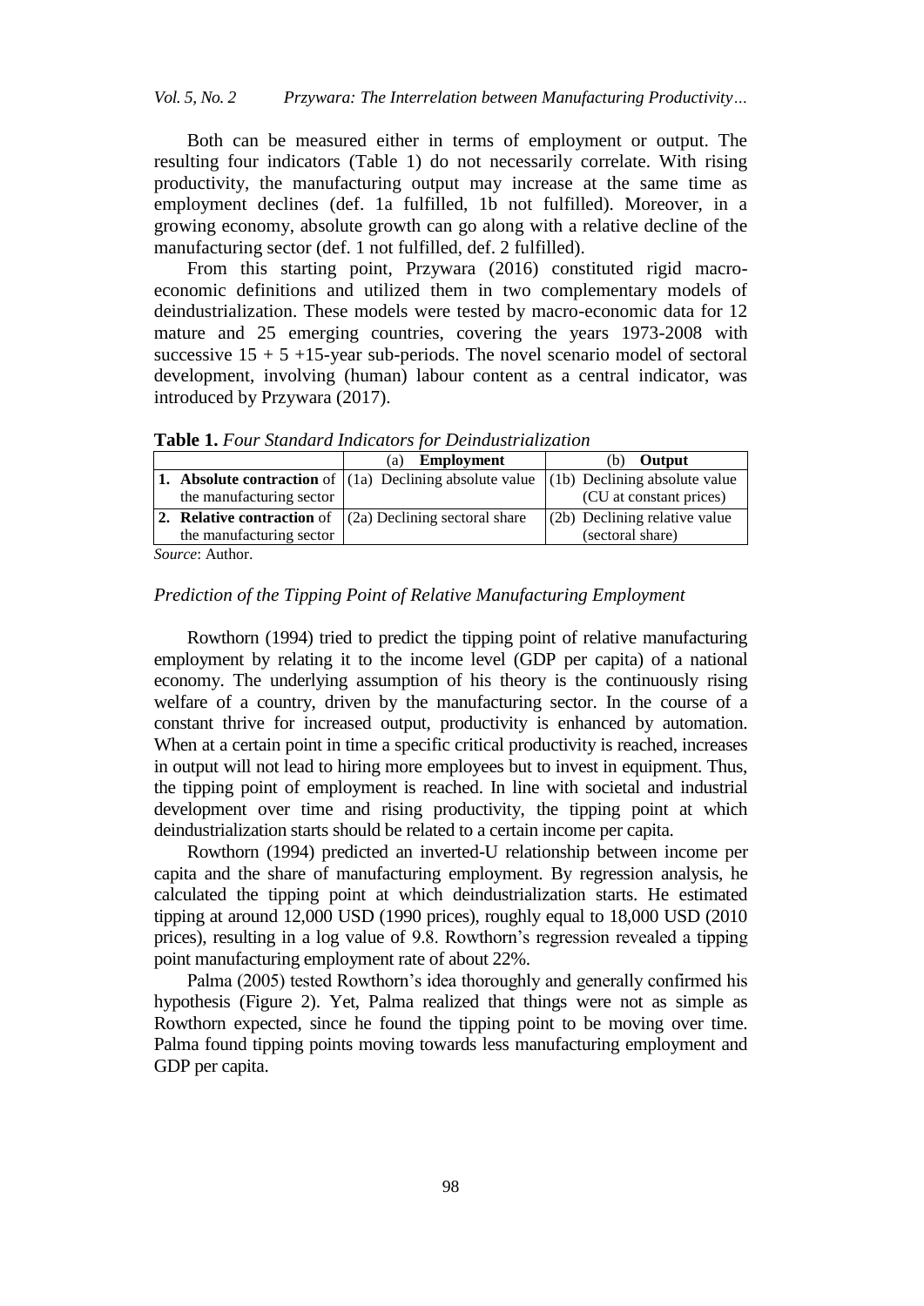Both can be measured either in terms of employment or output. The resulting four indicators (Table 1) do not necessarily correlate. With rising productivity, the manufacturing output may increase at the same time as employment declines (def. 1a fulfilled, 1b not fulfilled). Moreover, in a growing economy, absolute growth can go along with a relative decline of the manufacturing sector (def. 1 not fulfilled, def. 2 fulfilled).

From this starting point, Przywara (2016) constituted rigid macro-economic definitions and utilized them in two complementary models of deindustrialization. These models were tested by macro-economic data for 12 mature and 25 emerging countries, covering the years 1973-2008 with successive 15 + 5 +15-year sub-periods. The novel scenario model of sectoral development, involving (human) labour content as a central indicator, was introduced by Przywara (2017).

**Table 1.** *Four Standard Indicators for Deindustrialization*

| | (a) **Employment** | (b) **Output** |
|---|---|---|
| **1. Absolute contraction** of the manufacturing sector | (1a) Declining absolute value | (1b) Declining absolute value (CU at constant prices) |
| **2. Relative contraction** of the manufacturing sector | (2a) Declining sectoral share | (2b) Declining relative value (sectoral share) |

*Source*: Author.

### *Prediction of the Tipping Point of Relative Manufacturing Employment*

Rowthorn (1994) tried to predict the tipping point of relative manufacturing employment by relating it to the income level (GDP per capita) of a national economy. The underlying assumption of his theory is the continuously rising welfare of a country, driven by the manufacturing sector. In the course of a constant thrive for increased output, productivity is enhanced by automation. When at a certain point in time a specific critical productivity is reached, increases in output will not lead to hiring more employees but to invest in equipment. Thus, the tipping point of employment is reached. In line with societal and industrial development over time and rising productivity, the tipping point at which deindustrialization starts should be related to a certain income per capita.

Rowthorn (1994) predicted an inverted-U relationship between income per capita and the share of manufacturing employment. By regression analysis, he calculated the tipping point at which deindustrialization starts. He estimated tipping at around 12,000 USD (1990 prices), roughly equal to 18,000 USD (2010 prices), resulting in a log value of 9.8. Rowthorn's regression revealed a tipping point manufacturing employment rate of about 22%.

Palma (2005) tested Rowthorn's idea thoroughly and generally confirmed his hypothesis (Figure 2). Yet, Palma realized that things were not as simple as Rowthorn expected, since he found the tipping point to be moving over time. Palma found tipping points moving towards less manufacturing employment and GDP per capita.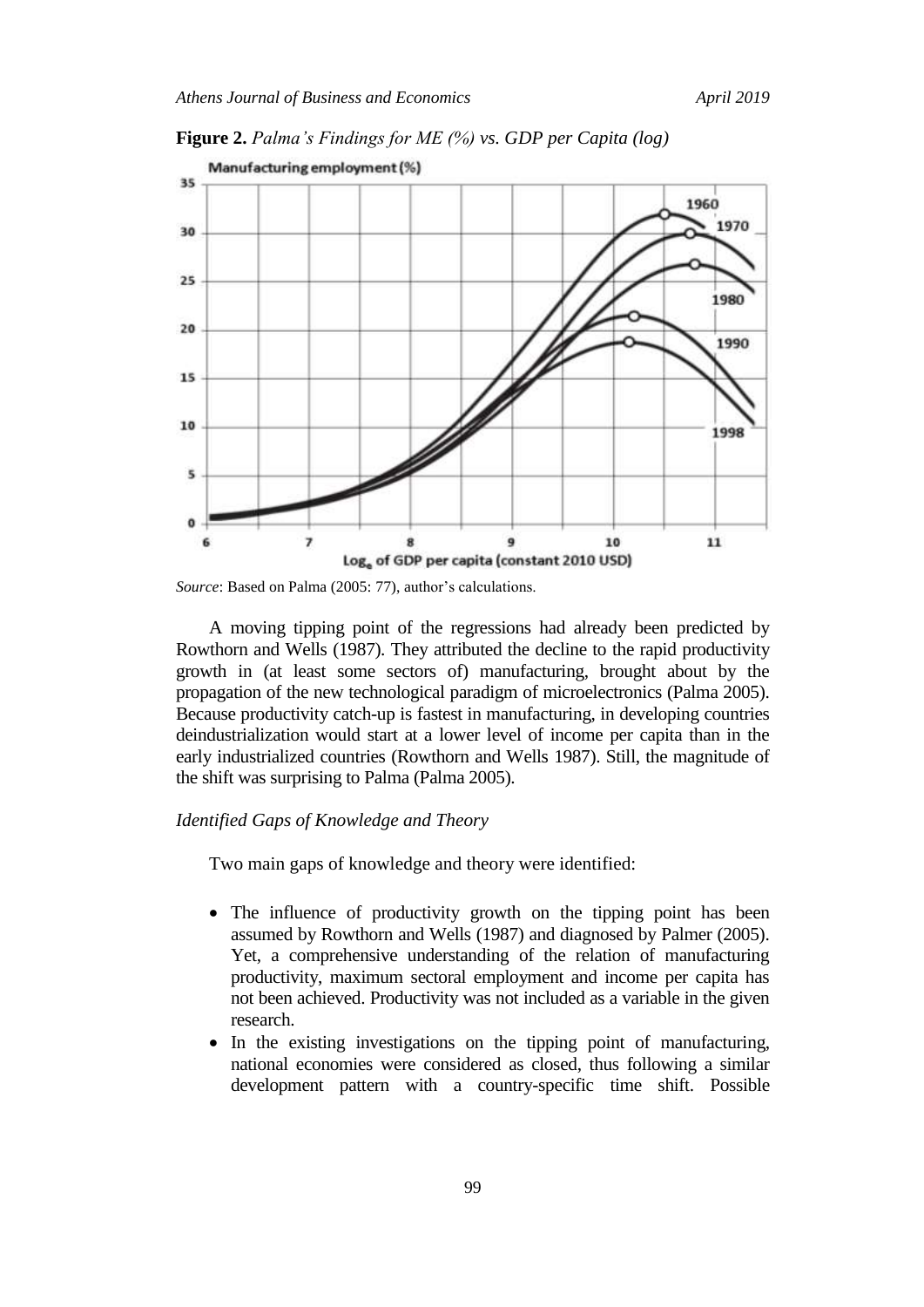**Figure 2.** *Palma's Findings for ME (%) vs. GDP per Capita (log)*

*Source*: Based on Palma (2005: 77), author's calculations.

A moving tipping point of the regressions had already been predicted by Rowthorn and Wells (1987). They attributed the decline to the rapid productivity growth in (at least some sectors of) manufacturing, brought about by the propagation of the new technological paradigm of microelectronics (Palma 2005). Because productivity catch-up is fastest in manufacturing, in developing countries deindustrialization would start at a lower level of income per capita than in the early industrialized countries (Rowthorn and Wells 1987). Still, the magnitude of the shift was surprising to Palma (Palma 2005).

### *Identified Gaps of Knowledge and Theory*

Two main gaps of knowledge and theory were identified:

- The influence of productivity growth on the tipping point has been assumed by Rowthorn and Wells (1987) and diagnosed by Palmer (2005). Yet, a comprehensive understanding of the relation of manufacturing productivity, maximum sectoral employment and income per capita has not been achieved. Productivity was not included as a variable in the given research.
- In the existing investigations on the tipping point of manufacturing, national economies were considered as closed, thus following a similar development pattern with a country-specific time shift. Possible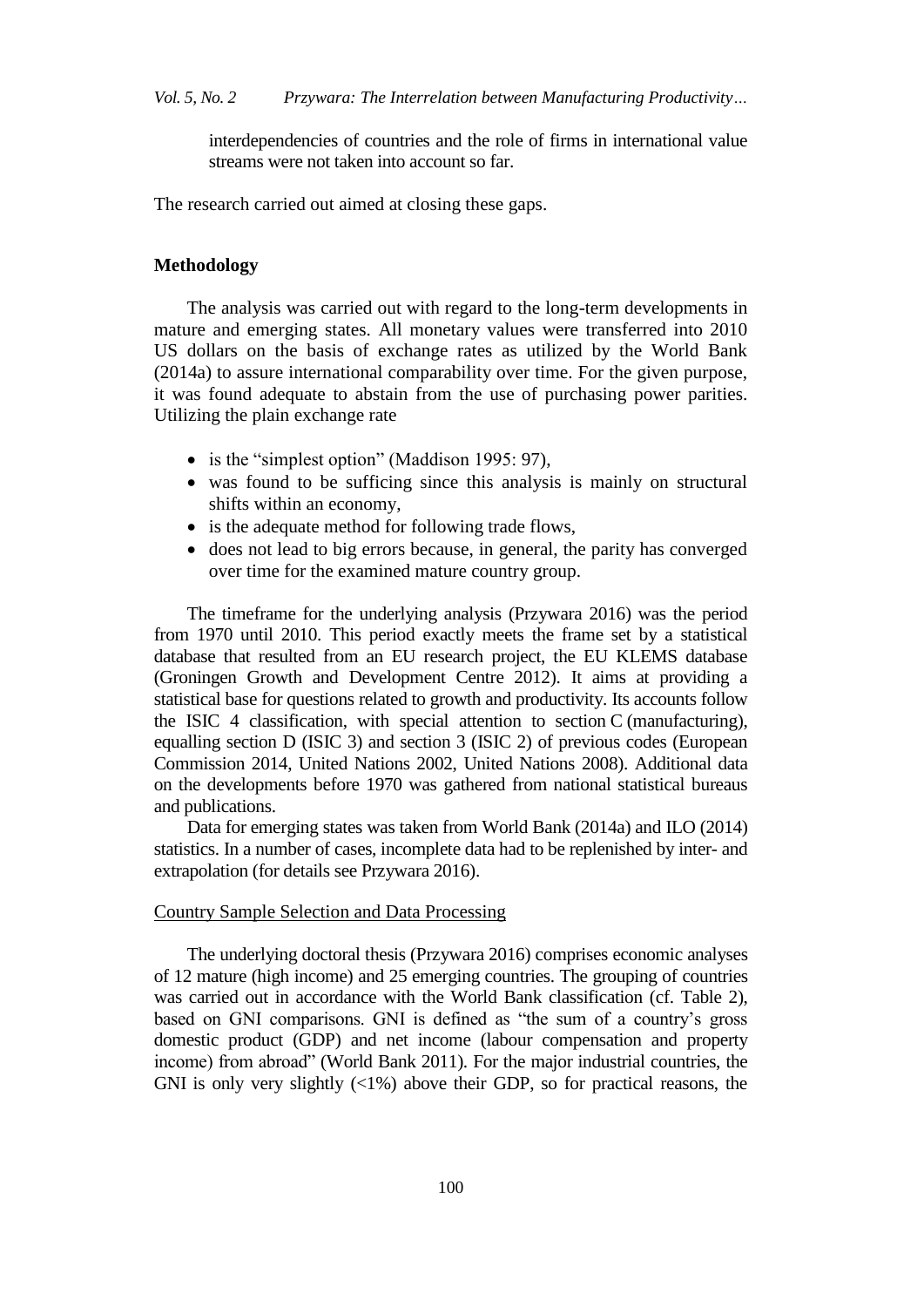interdependencies of countries and the role of firms in international value streams were not taken into account so far.

The research carried out aimed at closing these gaps.

## Methodology

The analysis was carried out with regard to the long-term developments in mature and emerging states. All monetary values were transferred into 2010 US dollars on the basis of exchange rates as utilized by the World Bank (2014a) to assure international comparability over time. For the given purpose, it was found adequate to abstain from the use of purchasing power parities. Utilizing the plain exchange rate

- is the "simplest option" (Maddison 1995: 97),
- was found to be sufficing since this analysis is mainly on structural shifts within an economy,
- is the adequate method for following trade flows,
- does not lead to big errors because, in general, the parity has converged over time for the examined mature country group.

The timeframe for the underlying analysis (Przywara 2016) was the period from 1970 until 2010. This period exactly meets the frame set by a statistical database that resulted from an EU research project, the EU KLEMS database (Groningen Growth and Development Centre 2012). It aims at providing a statistical base for questions related to growth and productivity. Its accounts follow the ISIC 4 classification, with special attention to section C (manufacturing), equalling section D (ISIC 3) and section 3 (ISIC 2) of previous codes (European Commission 2014, United Nations 2002, United Nations 2008). Additional data on the developments before 1970 was gathered from national statistical bureaus and publications.

Data for emerging states was taken from World Bank (2014a) and ILO (2014) statistics. In a number of cases, incomplete data had to be replenished by inter- and extrapolation (for details see Przywara 2016).

### Country Sample Selection and Data Processing

The underlying doctoral thesis (Przywara 2016) comprises economic analyses of 12 mature (high income) and 25 emerging countries. The grouping of countries was carried out in accordance with the World Bank classification (cf. Table 2), based on GNI comparisons. GNI is defined as "the sum of a country's gross domestic product (GDP) and net income (labour compensation and property income) from abroad" (World Bank 2011). For the major industrial countries, the GNI is only very slightly (<1%) above their GDP, so for practical reasons, the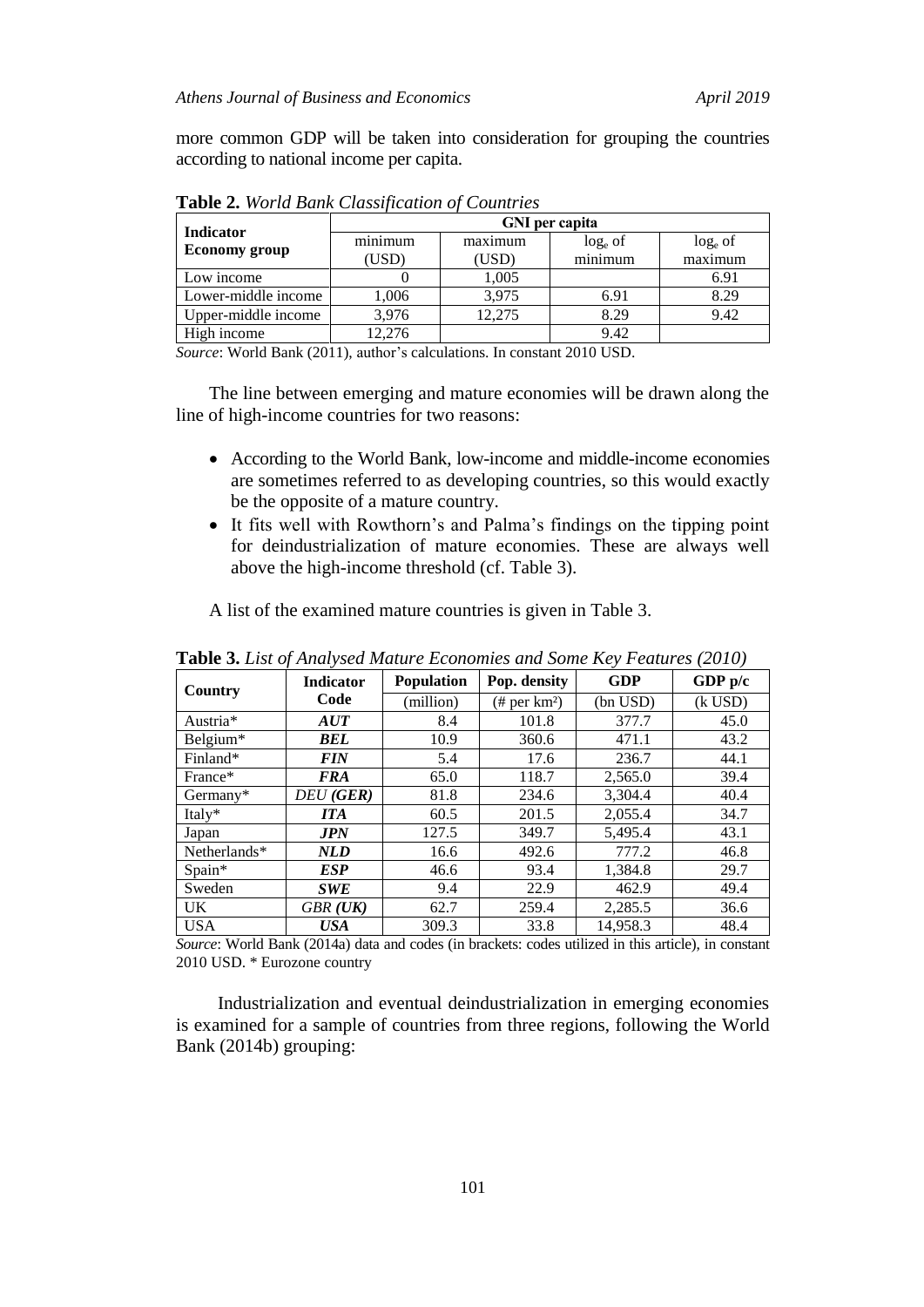more common GDP will be taken into consideration for grouping the countries according to national income per capita.

**Table 2.** *World Bank Classification of Countries*

| Indicator<br>Economy group | GNI per capita | | | |
|---|---|---|---|---|
| | minimum (USD) | maximum (USD) | $\log_e$ of minimum | $\log_e$ of maximum |
| Low income | 0 | 1,005 | | 6.91 |
| Lower-middle income | 1,006 | 3,975 | 6.91 | 8.29 |
| Upper-middle income | 3,976 | 12,275 | 8.29 | 9.42 |
| High income | 12,276 | | 9.42 | |

*Source*: World Bank (2011), author's calculations. In constant 2010 USD.

The line between emerging and mature economies will be drawn along the line of high-income countries for two reasons:

- According to the World Bank, low-income and middle-income economies are sometimes referred to as developing countries, so this would exactly be the opposite of a mature country.
- It fits well with Rowthorn's and Palma's findings on the tipping point for deindustrialization of mature economies. These are always well above the high-income threshold (cf. Table 3).

A list of the examined mature countries is given in Table 3.

**Table 3.** *List of Analysed Mature Economies and Some Key Features (2010)*

| Country | Indicator Code | Population (million) | Pop. density (# per km²) | GDP (bn USD) | GDP p/c (k USD) |
|---|---|---|---|---|---|
| Austria* | ***AUT*** | 8.4 | 101.8 | 377.7 | 45.0 |
| Belgium* | ***BEL*** | 10.9 | 360.6 | 471.1 | 43.2 |
| Finland* | ***FIN*** | 5.4 | 17.6 | 236.7 | 44.1 |
| France* | ***FRA*** | 65.0 | 118.7 | 2,565.0 | 39.4 |
| Germany* | *DEU* ***(GER)*** | 81.8 | 234.6 | 3,304.4 | 40.4 |
| Italy* | ***ITA*** | 60.5 | 201.5 | 2,055.4 | 34.7 |
| Japan | ***JPN*** | 127.5 | 349.7 | 5,495.4 | 43.1 |
| Netherlands* | ***NLD*** | 16.6 | 492.6 | 777.2 | 46.8 |
| Spain* | ***ESP*** | 46.6 | 93.4 | 1,384.8 | 29.7 |
| Sweden | ***SWE*** | 9.4 | 22.9 | 462.9 | 49.4 |
| UK | *GBR* ***(UK)*** | 62.7 | 259.4 | 2,285.5 | 36.6 |
| USA | ***USA*** | 309.3 | 33.8 | 14,958.3 | 48.4 |

*Source*: World Bank (2014a) data and codes (in brackets: codes utilized in this article), in constant 2010 USD. * Eurozone country

Industrialization and eventual deindustrialization in emerging economies is examined for a sample of countries from three regions, following the World Bank (2014b) grouping: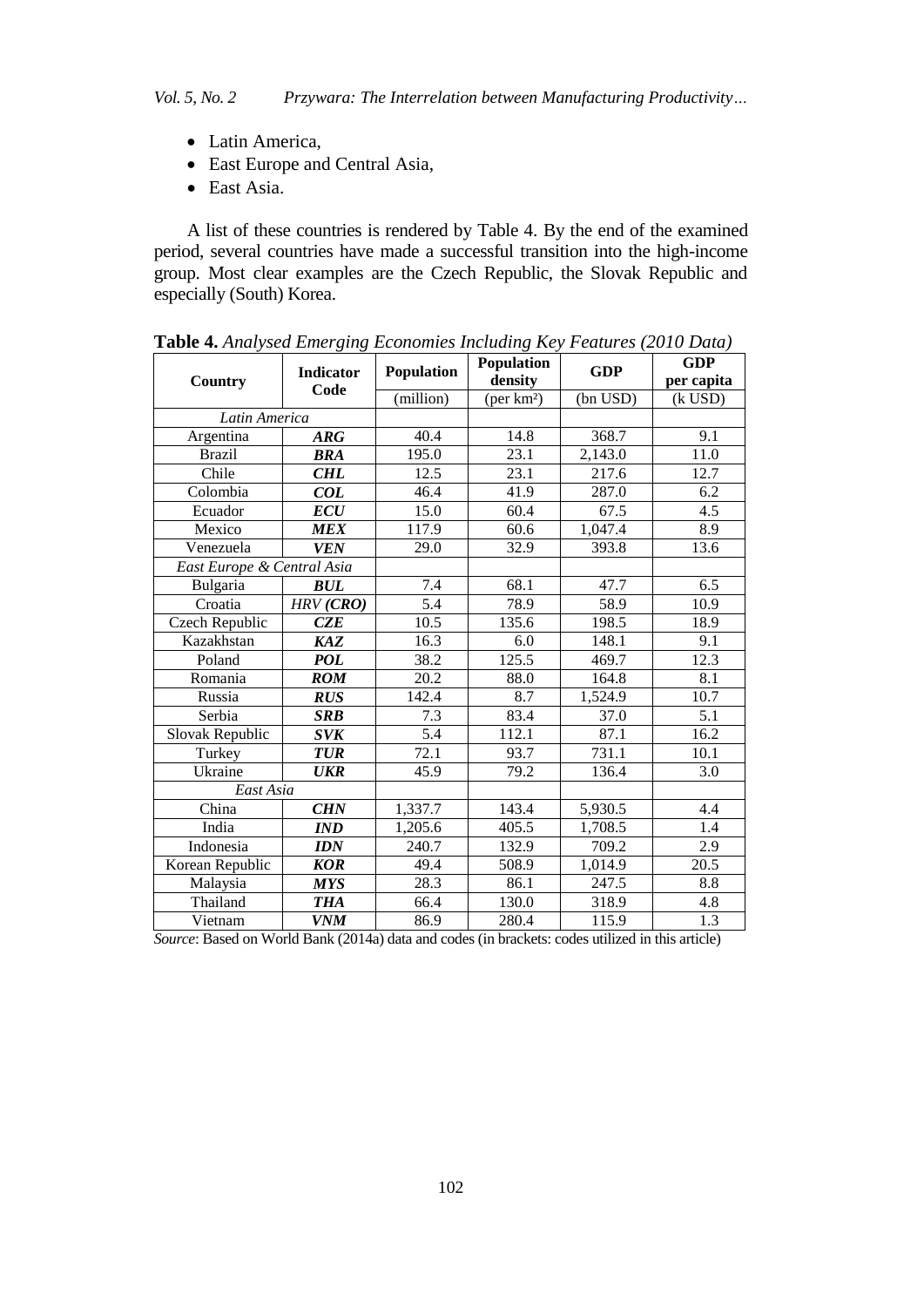- Latin America,
- East Europe and Central Asia,
- East Asia.

A list of these countries is rendered by Table 4. By the end of the examined period, several countries have made a successful transition into the high-income group. Most clear examples are the Czech Republic, the Slovak Republic and especially (South) Korea.

**Table 4.** *Analysed Emerging Economies Including Key Features (2010 Data)*

| Country | Indicator Code | Population | Population density | GDP | GDP per capita |
|---|---|---|---|---|---|
| | | (million) | (per km²) | (bn USD) | (k USD) |
| *Latin America* | | | | | |
| Argentina | ***ARG*** | 40.4 | 14.8 | 368.7 | 9.1 |
| Brazil | ***BRA*** | 195.0 | 23.1 | 2,143.0 | 11.0 |
| Chile | ***CHL*** | 12.5 | 23.1 | 217.6 | 12.7 |
| Colombia | ***COL*** | 46.4 | 41.9 | 287.0 | 6.2 |
| Ecuador | ***ECU*** | 15.0 | 60.4 | 67.5 | 4.5 |
| Mexico | ***MEX*** | 117.9 | 60.6 | 1,047.4 | 8.9 |
| Venezuela | ***VEN*** | 29.0 | 32.9 | 393.8 | 13.6 |
| *East Europe & Central Asia* | | | | | |
| Bulgaria | ***BUL*** | 7.4 | 68.1 | 47.7 | 6.5 |
| Croatia | *HRV* ***(CRO)*** | 5.4 | 78.9 | 58.9 | 10.9 |
| Czech Republic | ***CZE*** | 10.5 | 135.6 | 198.5 | 18.9 |
| Kazakhstan | ***KAZ*** | 16.3 | 6.0 | 148.1 | 9.1 |
| Poland | ***POL*** | 38.2 | 125.5 | 469.7 | 12.3 |
| Romania | ***ROM*** | 20.2 | 88.0 | 164.8 | 8.1 |
| Russia | ***RUS*** | 142.4 | 8.7 | 1,524.9 | 10.7 |
| Serbia | ***SRB*** | 7.3 | 83.4 | 37.0 | 5.1 |
| Slovak Republic | ***SVK*** | 5.4 | 112.1 | 87.1 | 16.2 |
| Turkey | ***TUR*** | 72.1 | 93.7 | 731.1 | 10.1 |
| Ukraine | ***UKR*** | 45.9 | 79.2 | 136.4 | 3.0 |
| *East Asia* | | | | | |
| China | ***CHN*** | 1,337.7 | 143.4 | 5,930.5 | 4.4 |
| India | ***IND*** | 1,205.6 | 405.5 | 1,708.5 | 1.4 |
| Indonesia | ***IDN*** | 240.7 | 132.9 | 709.2 | 2.9 |
| Korean Republic | ***KOR*** | 49.4 | 508.9 | 1,014.9 | 20.5 |
| Malaysia | ***MYS*** | 28.3 | 86.1 | 247.5 | 8.8 |
| Thailand | ***THA*** | 66.4 | 130.0 | 318.9 | 4.8 |
| Vietnam | ***VNM*** | 86.9 | 280.4 | 115.9 | 1.3 |

*Source*: Based on World Bank (2014a) data and codes (in brackets: codes utilized in this article)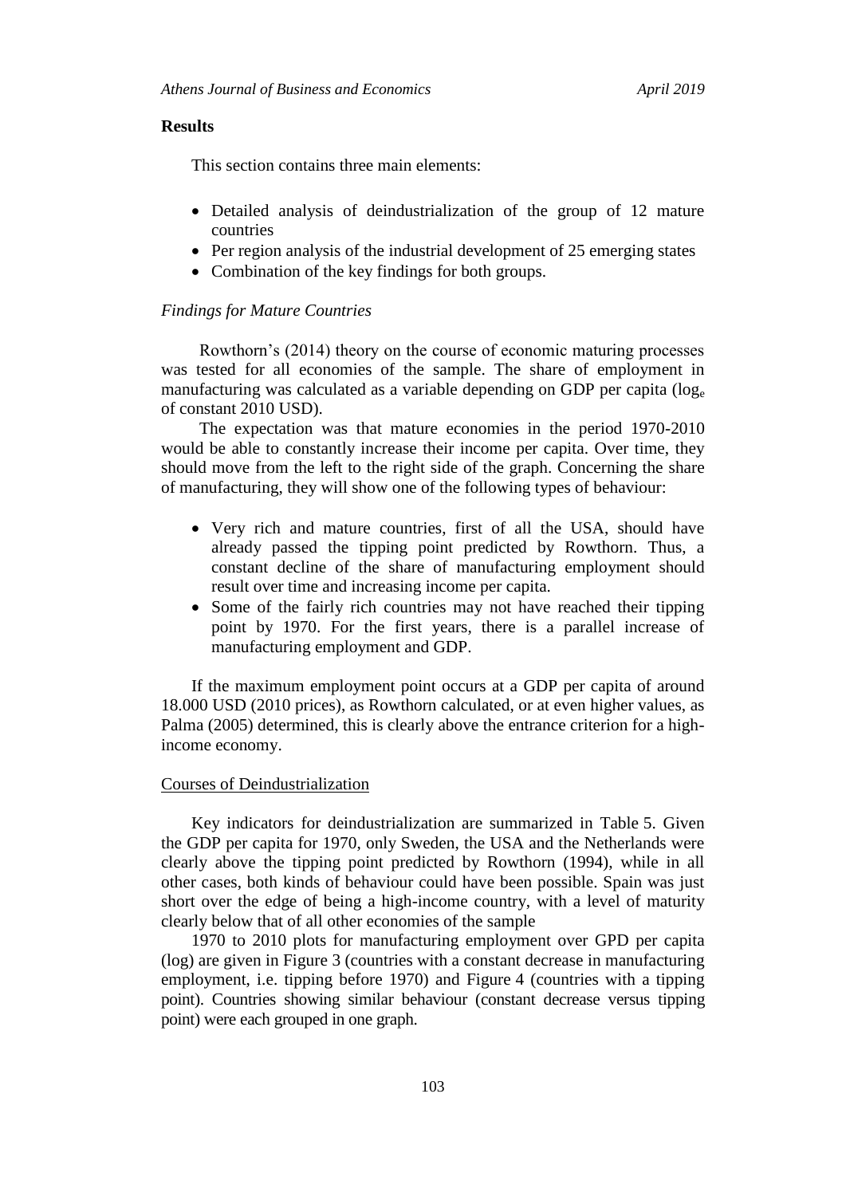## Results

This section contains three main elements:

- Detailed analysis of deindustrialization of the group of 12 mature countries
- Per region analysis of the industrial development of 25 emerging states
- Combination of the key findings for both groups.

### *Findings for Mature Countries*

Rowthorn's (2014) theory on the course of economic maturing processes was tested for all economies of the sample. The share of employment in manufacturing was calculated as a variable depending on GDP per capita ($\log_e$ of constant 2010 USD).

The expectation was that mature economies in the period 1970-2010 would be able to constantly increase their income per capita. Over time, they should move from the left to the right side of the graph. Concerning the share of manufacturing, they will show one of the following types of behaviour:

- Very rich and mature countries, first of all the USA, should have already passed the tipping point predicted by Rowthorn. Thus, a constant decline of the share of manufacturing employment should result over time and increasing income per capita.
- Some of the fairly rich countries may not have reached their tipping point by 1970. For the first years, there is a parallel increase of manufacturing employment and GDP.

If the maximum employment point occurs at a GDP per capita of around 18.000 USD (2010 prices), as Rowthorn calculated, or at even higher values, as Palma (2005) determined, this is clearly above the entrance criterion for a high-income economy.

#### Courses of Deindustrialization

Key indicators for deindustrialization are summarized in Table 5. Given the GDP per capita for 1970, only Sweden, the USA and the Netherlands were clearly above the tipping point predicted by Rowthorn (1994), while in all other cases, both kinds of behaviour could have been possible. Spain was just short over the edge of being a high-income country, with a level of maturity clearly below that of all other economies of the sample

1970 to 2010 plots for manufacturing employment over GPD per capita (log) are given in Figure 3 (countries with a constant decrease in manufacturing employment, i.e. tipping before 1970) and Figure 4 (countries with a tipping point). Countries showing similar behaviour (constant decrease versus tipping point) were each grouped in one graph.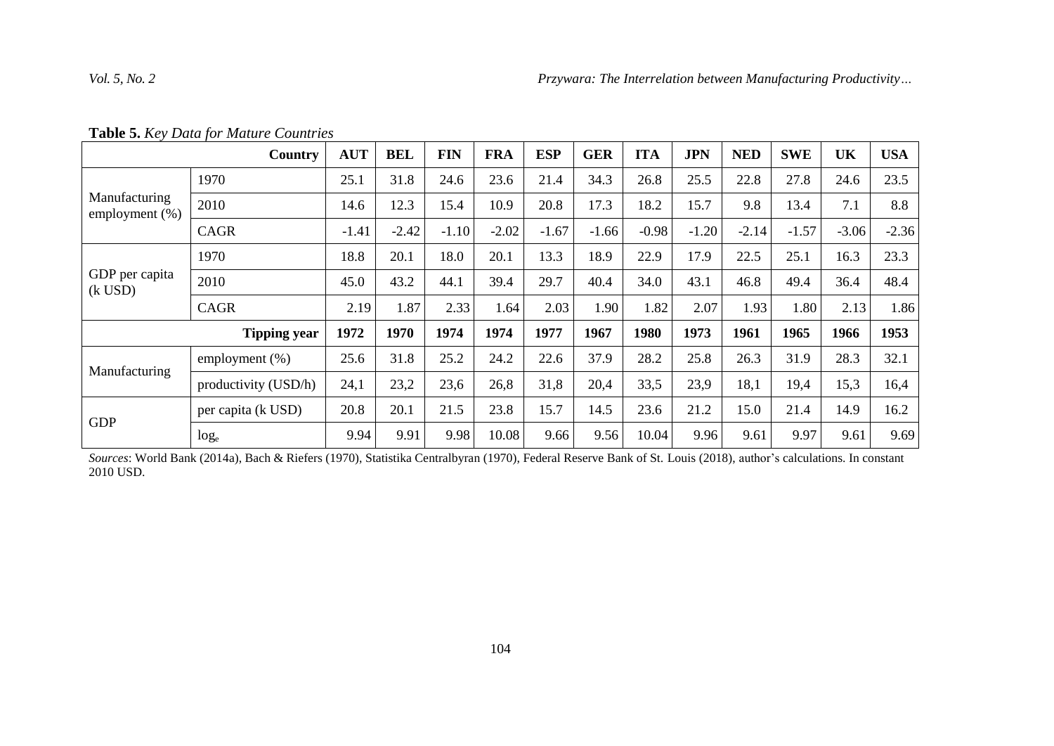**Table 5.** *Key Data for Mature Countries*

| | Country | AUT | BEL | FIN | FRA | ESP | GER | ITA | JPN | NED | SWE | UK | USA |
|---|---|---|---|---|---|---|---|---|---|---|---|---|---|
| Manufacturing employment (%) | 1970 | 25.1 | 31.8 | 24.6 | 23.6 | 21.4 | 34.3 | 26.8 | 25.5 | 22.8 | 27.8 | 24.6 | 23.5 |
| | 2010 | 14.6 | 12.3 | 15.4 | 10.9 | 20.8 | 17.3 | 18.2 | 15.7 | 9.8 | 13.4 | 7.1 | 8.8 |
| | CAGR | -1.41 | -2.42 | -1.10 | -2.02 | -1.67 | -1.66 | -0.98 | -1.20 | -2.14 | -1.57 | -3.06 | -2.36 |
| GDP per capita (k USD) | 1970 | 18.8 | 20.1 | 18.0 | 20.1 | 13.3 | 18.9 | 22.9 | 17.9 | 22.5 | 25.1 | 16.3 | 23.3 |
| | 2010 | 45.0 | 43.2 | 44.1 | 39.4 | 29.7 | 40.4 | 34.0 | 43.1 | 46.8 | 49.4 | 36.4 | 48.4 |
| | CAGR | 2.19 | 1.87 | 2.33 | 1.64 | 2.03 | 1.90 | 1.82 | 2.07 | 1.93 | 1.80 | 2.13 | 1.86 |
| | **Tipping year** | **1972** | **1970** | **1974** | **1974** | **1977** | **1967** | **1980** | **1973** | **1961** | **1965** | **1966** | **1953** |
| Manufacturing | employment (%) | 25.6 | 31.8 | 25.2 | 24.2 | 22.6 | 37.9 | 28.2 | 25.8 | 26.3 | 31.9 | 28.3 | 32.1 |
| | productivity (USD/h) | 24,1 | 23,2 | 23,6 | 26,8 | 31,8 | 20,4 | 33,5 | 23,9 | 18,1 | 19,4 | 15,3 | 16,4 |
| GDP | per capita (k USD) | 20.8 | 20.1 | 21.5 | 23.8 | 15.7 | 14.5 | 23.6 | 21.2 | 15.0 | 21.4 | 14.9 | 16.2 |
| | $\log_e$ | 9.94 | 9.91 | 9.98 | 10.08 | 9.66 | 9.56 | 10.04 | 9.96 | 9.61 | 9.97 | 9.61 | 9.69 |

*Sources*: World Bank (2014a), Bach & Riefers (1970), Statistika Centralbyran (1970), Federal Reserve Bank of St. Louis (2018), author's calculations. In constant 2010 USD.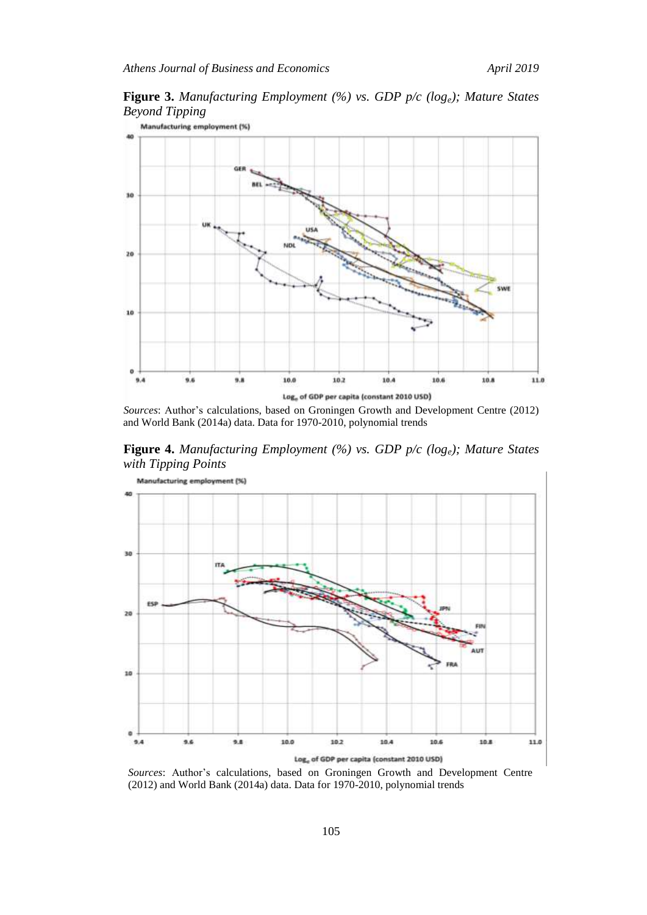**Figure 3.** *Manufacturing Employment (%) vs. GDP p/c (log$_e$); Mature States Beyond Tipping*

*Sources*: Author's calculations, based on Groningen Growth and Development Centre (2012) and World Bank (2014a) data. Data for 1970-2010, polynomial trends

**Figure 4.** *Manufacturing Employment (%) vs. GDP p/c (log$_e$); Mature States with Tipping Points*

*Sources*: Author's calculations, based on Groningen Growth and Development Centre (2012) and World Bank (2014a) data. Data for 1970-2010, polynomial trends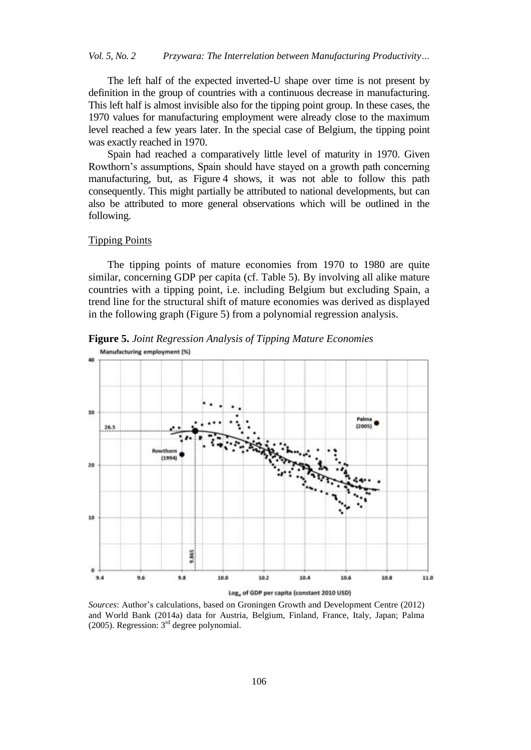The left half of the expected inverted-U shape over time is not present by definition in the group of countries with a continuous decrease in manufacturing. This left half is almost invisible also for the tipping point group. In these cases, the 1970 values for manufacturing employment were already close to the maximum level reached a few years later. In the special case of Belgium, the tipping point was exactly reached in 1970.

Spain had reached a comparatively little level of maturity in 1970. Given Rowthorn's assumptions, Spain should have stayed on a growth path concerning manufacturing, but, as Figure 4 shows, it was not able to follow this path consequently. This might partially be attributed to national developments, but can also be attributed to more general observations which will be outlined in the following.

## Tipping Points

The tipping points of mature economies from 1970 to 1980 are quite similar, concerning GDP per capita (cf. Table 5). By involving all alike mature countries with a tipping point, i.e. including Belgium but excluding Spain, a trend line for the structural shift of mature economies was derived as displayed in the following graph (Figure 5) from a polynomial regression analysis.

**Figure 5.** *Joint Regression Analysis of Tipping Mature Economies*

*Sources*: Author's calculations, based on Groningen Growth and Development Centre (2012) and World Bank (2014a) data for Austria, Belgium, Finland, France, Italy, Japan; Palma (2005). Regression: 3rd degree polynomial.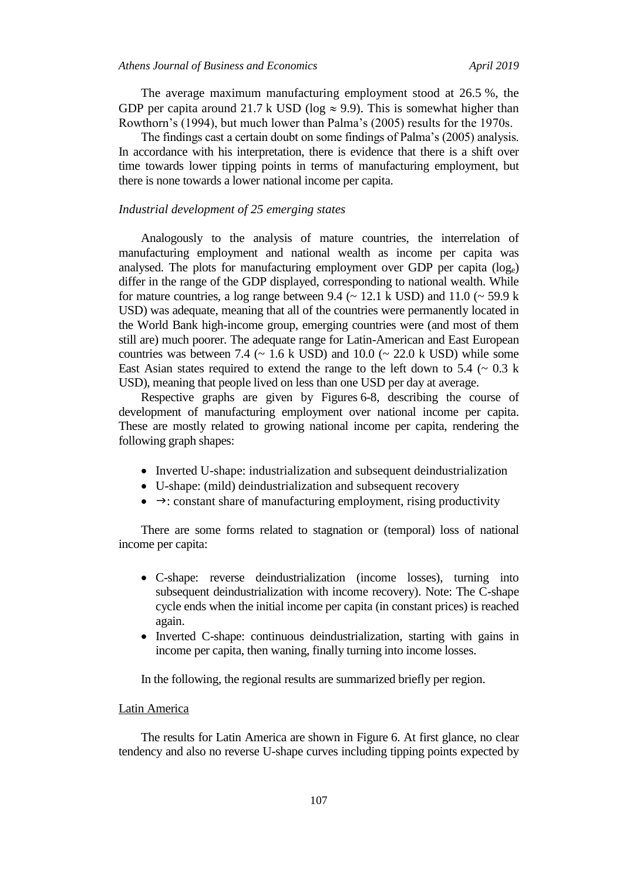The average maximum manufacturing employment stood at 26.5 %, the GDP per capita around 21.7 k USD (log ≈ 9.9). This is somewhat higher than Rowthorn's (1994), but much lower than Palma's (2005) results for the 1970s.

The findings cast a certain doubt on some findings of Palma's (2005) analysis. In accordance with his interpretation, there is evidence that there is a shift over time towards lower tipping points in terms of manufacturing employment, but there is none towards a lower national income per capita.

### *Industrial development of 25 emerging states*

Analogously to the analysis of mature countries, the interrelation of manufacturing employment and national wealth as income per capita was analysed. The plots for manufacturing employment over GDP per capita ($\log_e$) differ in the range of the GDP displayed, corresponding to national wealth. While for mature countries, a log range between 9.4 (~ 12.1 k USD) and 11.0 (~ 59.9 k USD) was adequate, meaning that all of the countries were permanently located in the World Bank high-income group, emerging countries were (and most of them still are) much poorer. The adequate range for Latin-American and East European countries was between 7.4 (~ 1.6 k USD) and 10.0 (~ 22.0 k USD) while some East Asian states required to extend the range to the left down to 5.4 (~ 0.3 k USD), meaning that people lived on less than one USD per day at average.

Respective graphs are given by Figures 6-8, describing the course of development of manufacturing employment over national income per capita. These are mostly related to growing national income per capita, rendering the following graph shapes:

- Inverted U-shape: industrialization and subsequent deindustrialization
- U-shape: (mild) deindustrialization and subsequent recovery
- →: constant share of manufacturing employment, rising productivity

There are some forms related to stagnation or (temporal) loss of national income per capita:

- C-shape: reverse deindustrialization (income losses), turning into subsequent deindustrialization with income recovery). Note: The C-shape cycle ends when the initial income per capita (in constant prices) is reached again.
- Inverted C-shape: continuous deindustrialization, starting with gains in income per capita, then waning, finally turning into income losses.

In the following, the regional results are summarized briefly per region.

#### Latin America

The results for Latin America are shown in Figure 6. At first glance, no clear tendency and also no reverse U-shape curves including tipping points expected by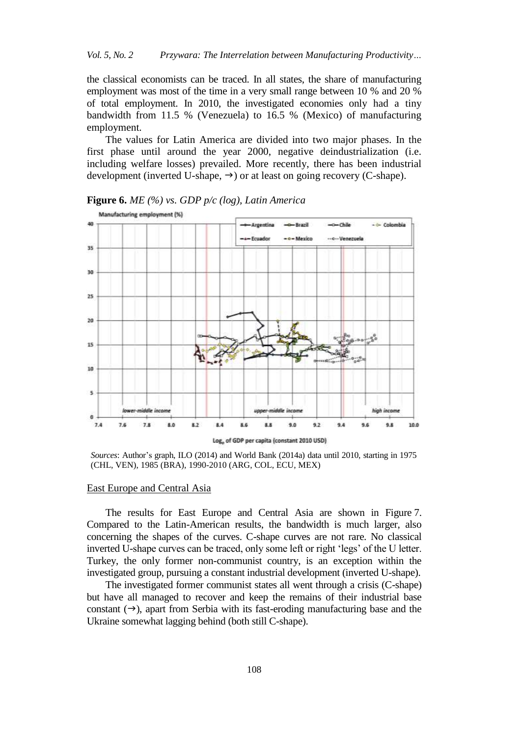the classical economists can be traced. In all states, the share of manufacturing employment was most of the time in a very small range between 10 % and 20 % of total employment. In 2010, the investigated economies only had a tiny bandwidth from 11.5 % (Venezuela) to 16.5 % (Mexico) of manufacturing employment.

The values for Latin America are divided into two major phases. In the first phase until around the year 2000, negative deindustrialization (i.e. including welfare losses) prevailed. More recently, there has been industrial development (inverted U-shape, →) or at least on going recovery (C-shape).

**Figure 6.** *ME (%) vs. GDP p/c (log), Latin America*

*Sources*: Author's graph, ILO (2014) and World Bank (2014a) data until 2010, starting in 1975 (CHL, VEN), 1985 (BRA), 1990-2010 (ARG, COL, ECU, MEX)

## East Europe and Central Asia

The results for East Europe and Central Asia are shown in Figure 7. Compared to the Latin-American results, the bandwidth is much larger, also concerning the shapes of the curves. C-shape curves are not rare. No classical inverted U-shape curves can be traced, only some left or right 'legs' of the U letter. Turkey, the only former non-communist country, is an exception within the investigated group, pursuing a constant industrial development (inverted U-shape).

The investigated former communist states all went through a crisis (C-shape) but have all managed to recover and keep the remains of their industrial base constant (→), apart from Serbia with its fast-eroding manufacturing base and the Ukraine somewhat lagging behind (both still C-shape).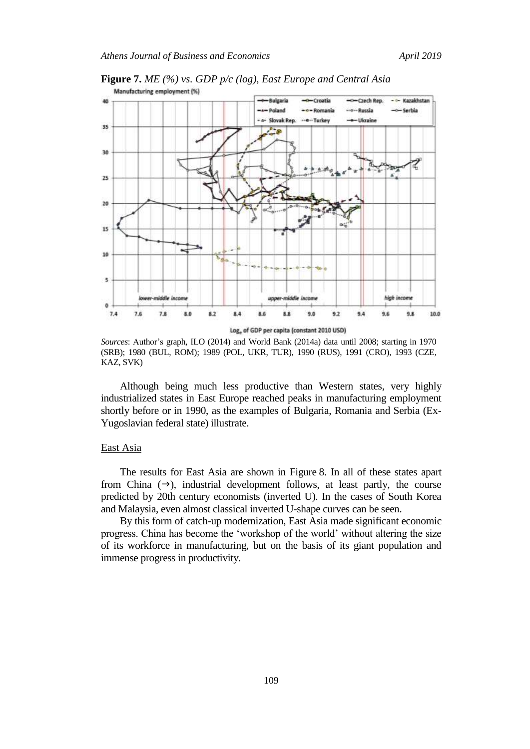**Figure 7.** *ME (%) vs. GDP p/c (log), East Europe and Central Asia*

*Sources*: Author's graph, ILO (2014) and World Bank (2014a) data until 2008; starting in 1970 (SRB); 1980 (BUL, ROM); 1989 (POL, UKR, TUR), 1990 (RUS), 1991 (CRO), 1993 (CZE, KAZ, SVK)

Although being much less productive than Western states, very highly industrialized states in East Europe reached peaks in manufacturing employment shortly before or in 1990, as the examples of Bulgaria, Romania and Serbia (Ex-Yugoslavian federal state) illustrate.

## East Asia

The results for East Asia are shown in Figure 8. In all of these states apart from China (→), industrial development follows, at least partly, the course predicted by 20th century economists (inverted U). In the cases of South Korea and Malaysia, even almost classical inverted U-shape curves can be seen.

By this form of catch-up modernization, East Asia made significant economic progress. China has become the 'workshop of the world' without altering the size of its workforce in manufacturing, but on the basis of its giant population and immense progress in productivity.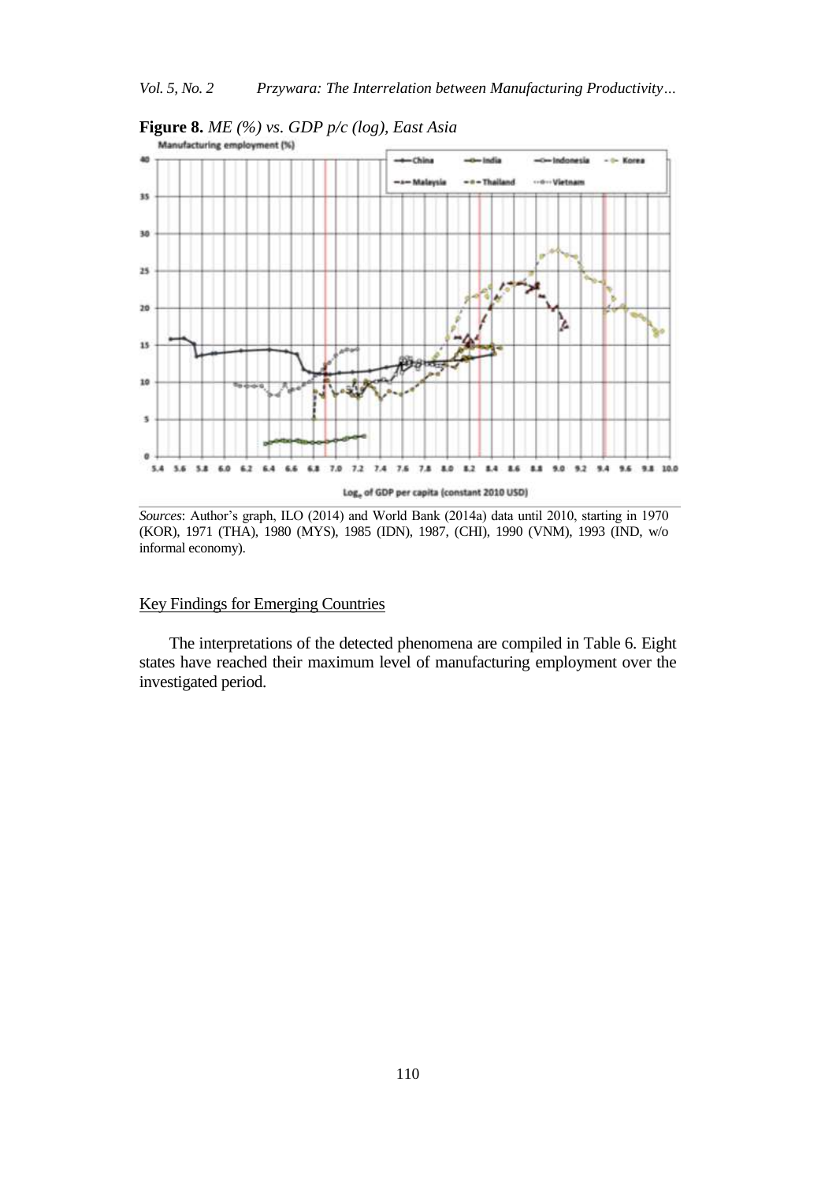**Figure 8.** *ME (%) vs. GDP p/c (log), East Asia*

*Sources*: Author's graph, ILO (2014) and World Bank (2014a) data until 2010, starting in 1970 (KOR), 1971 (THA), 1980 (MYS), 1985 (IDN), 1987, (CHI), 1990 (VNM), 1993 (IND, w/o informal economy).

## Key Findings for Emerging Countries

The interpretations of the detected phenomena are compiled in Table 6. Eight states have reached their maximum level of manufacturing employment over the investigated period.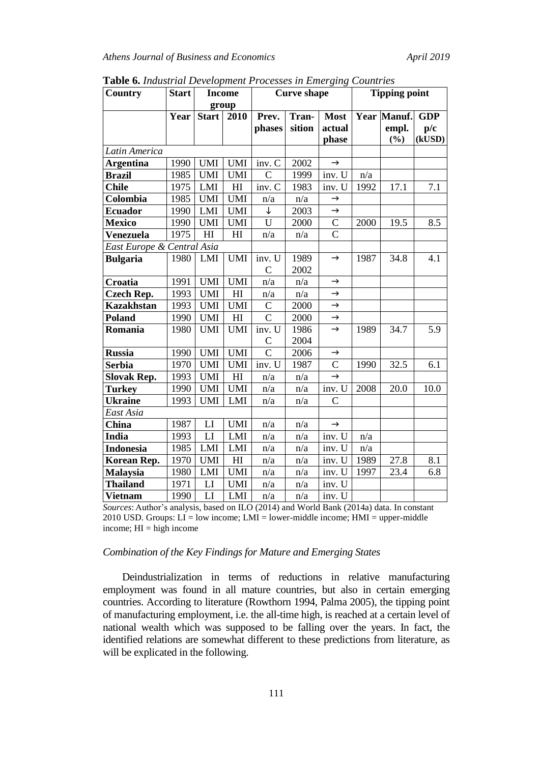**Table 6.** *Industrial Development Processes in Emerging Countries*

| Country | Start | Income group | | Curve shape | | | Tipping point | | |
|---|---|---|---|---|---|---|---|---|---|
| | Year | Start | 2010 | Prev. phases | Tran-sition | Most actual phase | Year | Manuf. empl. (%) | GDP p/c (kUSD) |
| *Latin America* | | | | | | | | | |
| **Argentina** | 1990 | UMI | UMI | inv. C | 2002 | → | | | |
| **Brazil** | 1985 | UMI | UMI | C | 1999 | inv. U | n/a | | |
| **Chile** | 1975 | LMI | HI | inv. C | 1983 | inv. U | 1992 | 17.1 | 7.1 |
| **Colombia** | 1985 | UMI | UMI | n/a | n/a | → | | | |
| **Ecuador** | 1990 | LMI | UMI | ↓ | 2003 | → | | | |
| **Mexico** | 1990 | UMI | UMI | U | 2000 | C | 2000 | 19.5 | 8.5 |
| **Venezuela** | 1975 | HI | HI | n/a | n/a | C | | | |
| *East Europe & Central Asia* | | | | | | | | | |
| **Bulgaria** | 1980 | LMI | UMI | inv. U C | 1989 2002 | → | 1987 | 34.8 | 4.1 |
| **Croatia** | 1991 | UMI | UMI | n/a | n/a | → | | | |
| **Czech Rep.** | 1993 | UMI | HI | n/a | n/a | → | | | |
| **Kazakhstan** | 1993 | UMI | UMI | C | 2000 | → | | | |
| **Poland** | 1990 | UMI | HI | C | 2000 | → | | | |
| **Romania** | 1980 | UMI | UMI | inv. U C | 1986 2004 | → | 1989 | 34.7 | 5.9 |
| **Russia** | 1990 | UMI | UMI | C | 2006 | → | | | |
| **Serbia** | 1970 | UMI | UMI | inv. U | 1987 | C | 1990 | 32.5 | 6.1 |
| **Slovak Rep.** | 1993 | UMI | HI | n/a | n/a | → | | | |
| **Turkey** | 1990 | UMI | UMI | n/a | n/a | inv. U | 2008 | 20.0 | 10.0 |
| **Ukraine** | 1993 | UMI | LMI | n/a | n/a | C | | | |
| *East Asia* | | | | | | | | | |
| **China** | 1987 | LI | UMI | n/a | n/a | → | | | |
| **India** | 1993 | LI | LMI | n/a | n/a | inv. U | n/a | | |
| **Indonesia** | 1985 | LMI | LMI | n/a | n/a | inv. U | n/a | | |
| **Korean Rep.** | 1970 | UMI | HI | n/a | n/a | inv. U | 1989 | 27.8 | 8.1 |
| **Malaysia** | 1980 | LMI | UMI | n/a | n/a | inv. U | 1997 | 23.4 | 6.8 |
| **Thailand** | 1971 | LI | UMI | n/a | n/a | inv. U | | | |
| **Vietnam** | 1990 | LI | LMI | n/a | n/a | inv. U | | | |

*Sources*: Author's analysis, based on ILO (2014) and World Bank (2014a) data. In constant 2010 USD. Groups: LI = low income; LMI = lower-middle income; HMI = upper-middle income; HI = high income

*Combination of the Key Findings for Mature and Emerging States*

Deindustrialization in terms of reductions in relative manufacturing employment was found in all mature countries, but also in certain emerging countries. According to literature (Rowthorn 1994, Palma 2005), the tipping point of manufacturing employment, i.e. the all-time high, is reached at a certain level of national wealth which was supposed to be falling over the years. In fact, the identified relations are somewhat different to these predictions from literature, as will be explicated in the following.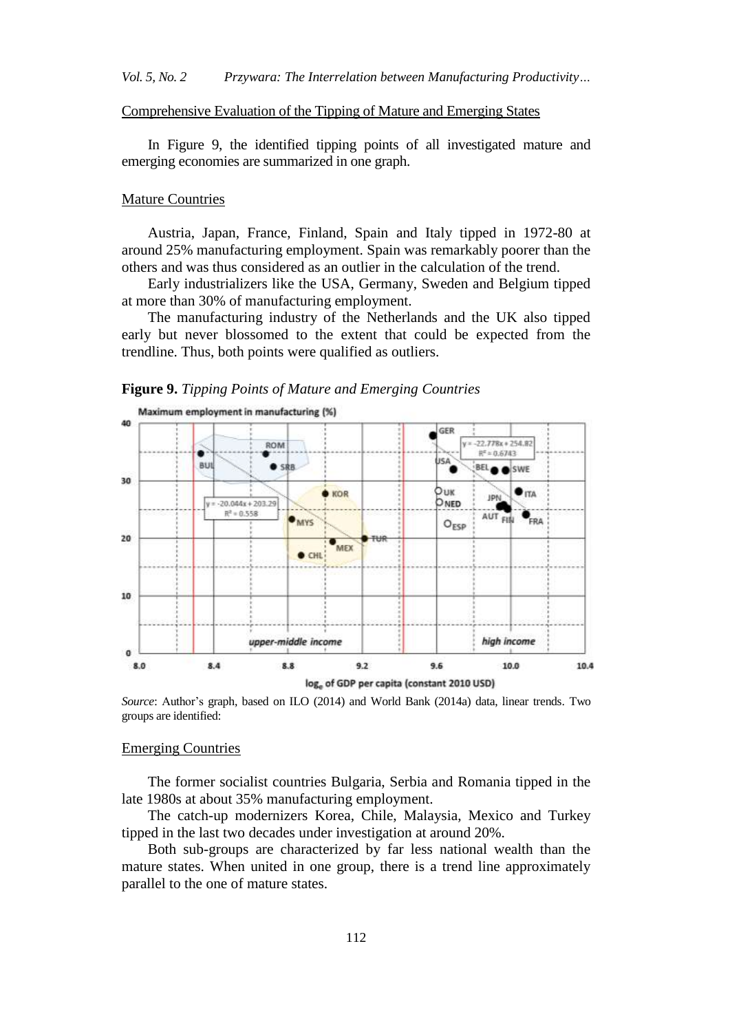Comprehensive Evaluation of the Tipping of Mature and Emerging States

In Figure 9, the identified tipping points of all investigated mature and emerging economies are summarized in one graph.

Mature Countries

Austria, Japan, France, Finland, Spain and Italy tipped in 1972-80 at around 25% manufacturing employment. Spain was remarkably poorer than the others and was thus considered as an outlier in the calculation of the trend.

Early industrializers like the USA, Germany, Sweden and Belgium tipped at more than 30% of manufacturing employment.

The manufacturing industry of the Netherlands and the UK also tipped early but never blossomed to the extent that could be expected from the trendline. Thus, both points were qualified as outliers.

**Figure 9.** *Tipping Points of Mature and Emerging Countries*

*Source*: Author's graph, based on ILO (2014) and World Bank (2014a) data, linear trends. Two groups are identified:

Emerging Countries

The former socialist countries Bulgaria, Serbia and Romania tipped in the late 1980s at about 35% manufacturing employment.

The catch-up modernizers Korea, Chile, Malaysia, Mexico and Turkey tipped in the last two decades under investigation at around 20%.

Both sub-groups are characterized by far less national wealth than the mature states. When united in one group, there is a trend line approximately parallel to the one of mature states.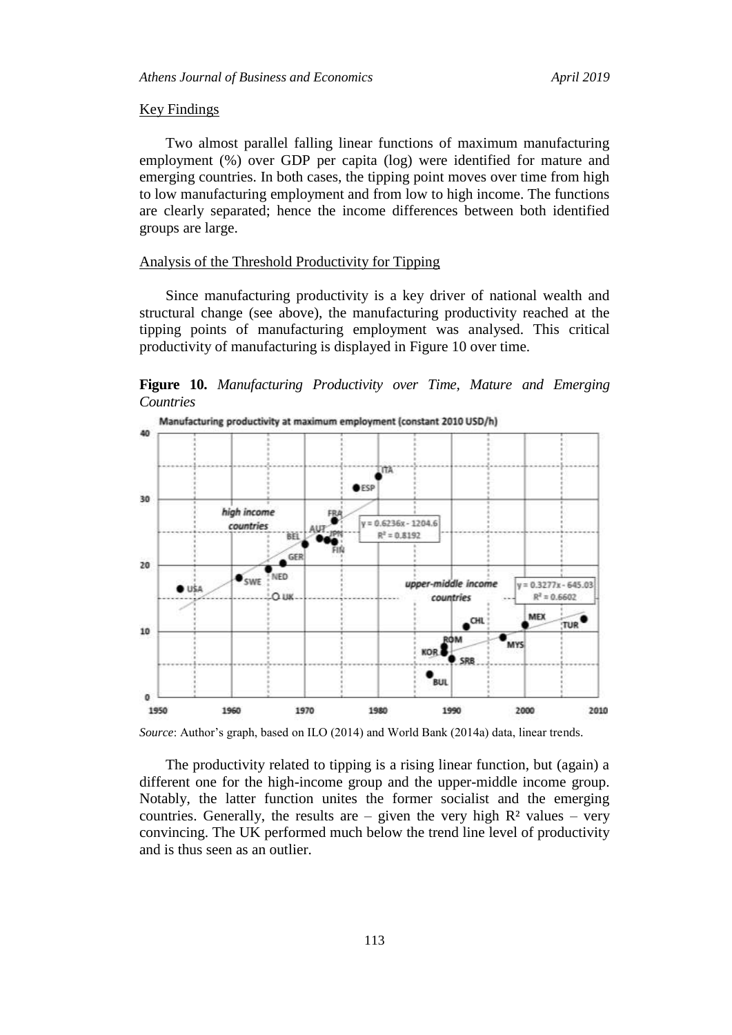Key Findings

Two almost parallel falling linear functions of maximum manufacturing employment (%) over GDP per capita (log) were identified for mature and emerging countries. In both cases, the tipping point moves over time from high to low manufacturing employment and from low to high income. The functions are clearly separated; hence the income differences between both identified groups are large.

Analysis of the Threshold Productivity for Tipping

Since manufacturing productivity is a key driver of national wealth and structural change (see above), the manufacturing productivity reached at the tipping points of manufacturing employment was analysed. This critical productivity of manufacturing is displayed in Figure 10 over time.

**Figure 10.** *Manufacturing Productivity over Time, Mature and Emerging Countries*

*Source*: Author's graph, based on ILO (2014) and World Bank (2014a) data, linear trends.

The productivity related to tipping is a rising linear function, but (again) a different one for the high-income group and the upper-middle income group. Notably, the latter function unites the former socialist and the emerging countries. Generally, the results are – given the very high $R^2$ values – very convincing. The UK performed much below the trend line level of productivity and is thus seen as an outlier.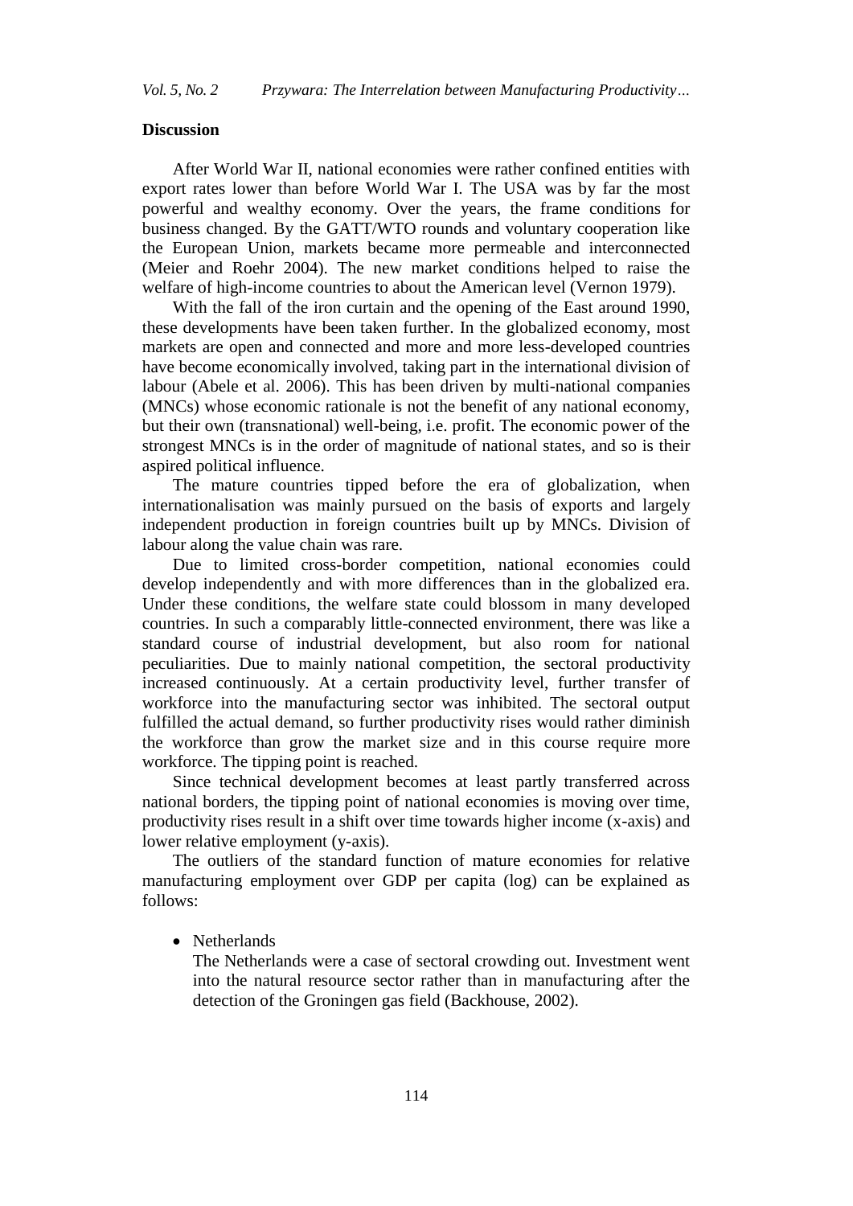## Discussion

After World War II, national economies were rather confined entities with export rates lower than before World War I. The USA was by far the most powerful and wealthy economy. Over the years, the frame conditions for business changed. By the GATT/WTO rounds and voluntary cooperation like the European Union, markets became more permeable and interconnected (Meier and Roehr 2004). The new market conditions helped to raise the welfare of high-income countries to about the American level (Vernon 1979).

With the fall of the iron curtain and the opening of the East around 1990, these developments have been taken further. In the globalized economy, most markets are open and connected and more and more less-developed countries have become economically involved, taking part in the international division of labour (Abele et al. 2006). This has been driven by multi-national companies (MNCs) whose economic rationale is not the benefit of any national economy, but their own (transnational) well-being, i.e. profit. The economic power of the strongest MNCs is in the order of magnitude of national states, and so is their aspired political influence.

The mature countries tipped before the era of globalization, when internationalisation was mainly pursued on the basis of exports and largely independent production in foreign countries built up by MNCs. Division of labour along the value chain was rare.

Due to limited cross-border competition, national economies could develop independently and with more differences than in the globalized era. Under these conditions, the welfare state could blossom in many developed countries. In such a comparably little-connected environment, there was like a standard course of industrial development, but also room for national peculiarities. Due to mainly national competition, the sectoral productivity increased continuously. At a certain productivity level, further transfer of workforce into the manufacturing sector was inhibited. The sectoral output fulfilled the actual demand, so further productivity rises would rather diminish the workforce than grow the market size and in this course require more workforce. The tipping point is reached.

Since technical development becomes at least partly transferred across national borders, the tipping point of national economies is moving over time, productivity rises result in a shift over time towards higher income (x-axis) and lower relative employment (y-axis).

The outliers of the standard function of mature economies for relative manufacturing employment over GDP per capita (log) can be explained as follows:

- Netherlands
  The Netherlands were a case of sectoral crowding out. Investment went into the natural resource sector rather than in manufacturing after the detection of the Groningen gas field (Backhouse, 2002).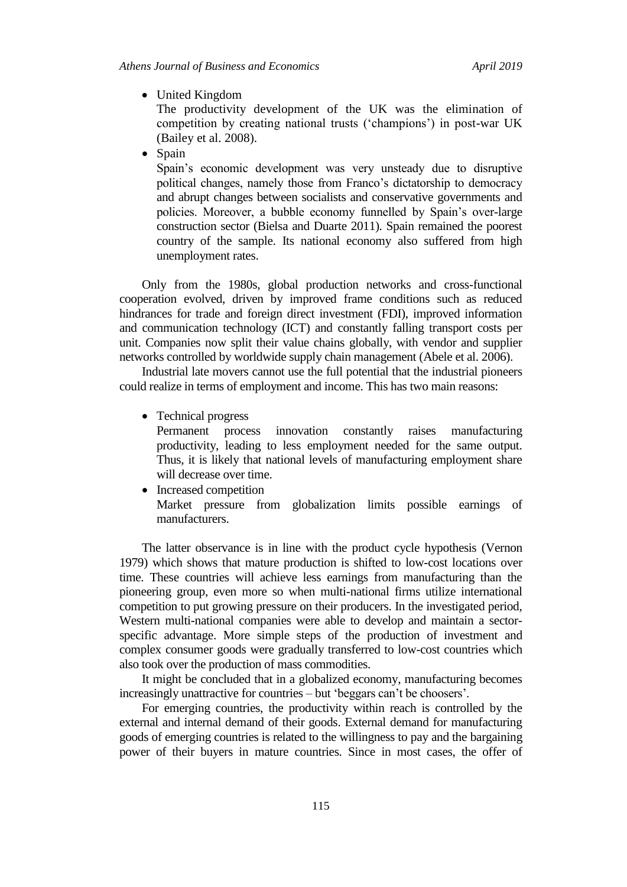- United Kingdom
  The productivity development of the UK was the elimination of competition by creating national trusts ('champions') in post-war UK (Bailey et al. 2008).
- Spain
  Spain's economic development was very unsteady due to disruptive political changes, namely those from Franco's dictatorship to democracy and abrupt changes between socialists and conservative governments and policies. Moreover, a bubble economy funnelled by Spain's over-large construction sector (Bielsa and Duarte 2011). Spain remained the poorest country of the sample. Its national economy also suffered from high unemployment rates.

Only from the 1980s, global production networks and cross-functional cooperation evolved, driven by improved frame conditions such as reduced hindrances for trade and foreign direct investment (FDI), improved information and communication technology (ICT) and constantly falling transport costs per unit. Companies now split their value chains globally, with vendor and supplier networks controlled by worldwide supply chain management (Abele et al. 2006).

Industrial late movers cannot use the full potential that the industrial pioneers could realize in terms of employment and income. This has two main reasons:

- Technical progress
  Permanent process innovation constantly raises manufacturing productivity, leading to less employment needed for the same output. Thus, it is likely that national levels of manufacturing employment share will decrease over time.
- Increased competition
  Market pressure from globalization limits possible earnings of manufacturers.

The latter observance is in line with the product cycle hypothesis (Vernon 1979) which shows that mature production is shifted to low-cost locations over time. These countries will achieve less earnings from manufacturing than the pioneering group, even more so when multi-national firms utilize international competition to put growing pressure on their producers. In the investigated period, Western multi-national companies were able to develop and maintain a sector-specific advantage. More simple steps of the production of investment and complex consumer goods were gradually transferred to low-cost countries which also took over the production of mass commodities.

It might be concluded that in a globalized economy, manufacturing becomes increasingly unattractive for countries – but 'beggars can't be choosers'.

For emerging countries, the productivity within reach is controlled by the external and internal demand of their goods. External demand for manufacturing goods of emerging countries is related to the willingness to pay and the bargaining power of their buyers in mature countries. Since in most cases, the offer of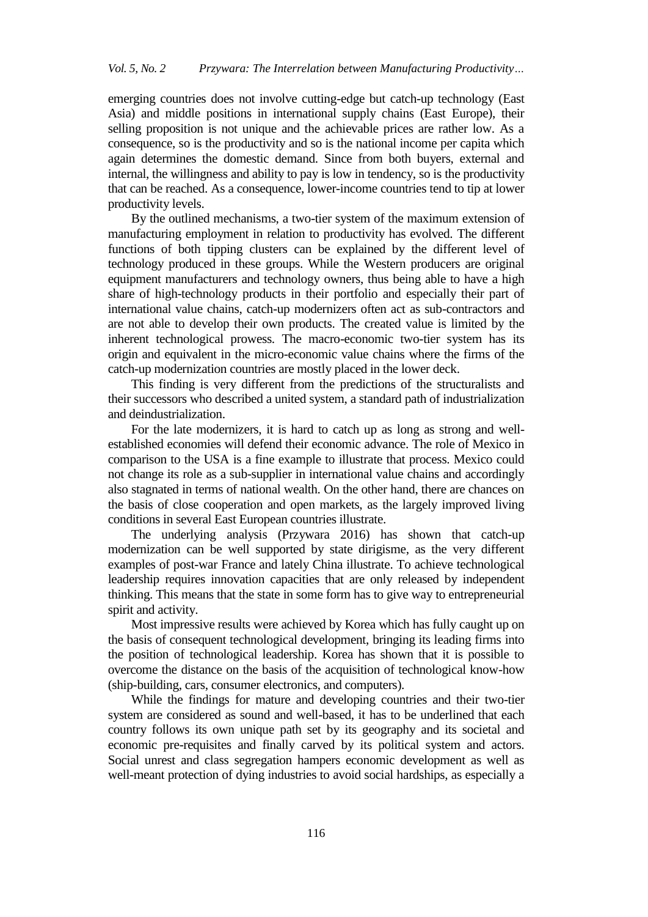emerging countries does not involve cutting-edge but catch-up technology (East Asia) and middle positions in international supply chains (East Europe), their selling proposition is not unique and the achievable prices are rather low. As a consequence, so is the productivity and so is the national income per capita which again determines the domestic demand. Since from both buyers, external and internal, the willingness and ability to pay is low in tendency, so is the productivity that can be reached. As a consequence, lower-income countries tend to tip at lower productivity levels.

By the outlined mechanisms, a two-tier system of the maximum extension of manufacturing employment in relation to productivity has evolved. The different functions of both tipping clusters can be explained by the different level of technology produced in these groups. While the Western producers are original equipment manufacturers and technology owners, thus being able to have a high share of high-technology products in their portfolio and especially their part of international value chains, catch-up modernizers often act as sub-contractors and are not able to develop their own products. The created value is limited by the inherent technological prowess. The macro-economic two-tier system has its origin and equivalent in the micro-economic value chains where the firms of the catch-up modernization countries are mostly placed in the lower deck.

This finding is very different from the predictions of the structuralists and their successors who described a united system, a standard path of industrialization and deindustrialization.

For the late modernizers, it is hard to catch up as long as strong and well-established economies will defend their economic advance. The role of Mexico in comparison to the USA is a fine example to illustrate that process. Mexico could not change its role as a sub-supplier in international value chains and accordingly also stagnated in terms of national wealth. On the other hand, there are chances on the basis of close cooperation and open markets, as the largely improved living conditions in several East European countries illustrate.

The underlying analysis (Przywara 2016) has shown that catch-up modernization can be well supported by state dirigisme, as the very different examples of post-war France and lately China illustrate. To achieve technological leadership requires innovation capacities that are only released by independent thinking. This means that the state in some form has to give way to entrepreneurial spirit and activity.

Most impressive results were achieved by Korea which has fully caught up on the basis of consequent technological development, bringing its leading firms into the position of technological leadership. Korea has shown that it is possible to overcome the distance on the basis of the acquisition of technological know-how (ship-building, cars, consumer electronics, and computers).

While the findings for mature and developing countries and their two-tier system are considered as sound and well-based, it has to be underlined that each country follows its own unique path set by its geography and its societal and economic pre-requisites and finally carved by its political system and actors. Social unrest and class segregation hampers economic development as well as well-meant protection of dying industries to avoid social hardships, as especially a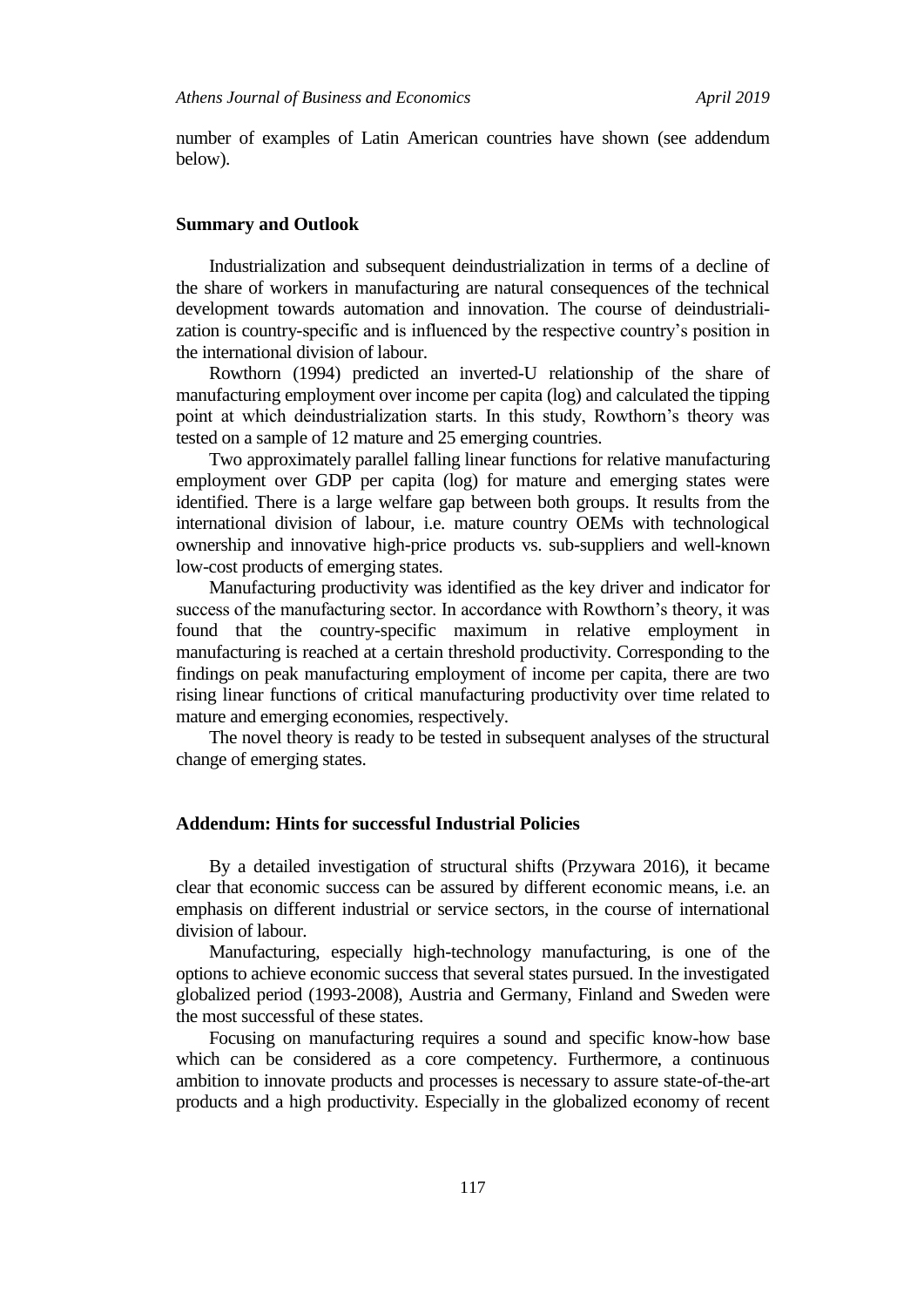number of examples of Latin American countries have shown (see addendum below).

### Summary and Outlook

Industrialization and subsequent deindustrialization in terms of a decline of the share of workers in manufacturing are natural consequences of the technical development towards automation and innovation. The course of deindustrialization is country-specific and is influenced by the respective country's position in the international division of labour.

Rowthorn (1994) predicted an inverted-U relationship of the share of manufacturing employment over income per capita (log) and calculated the tipping point at which deindustrialization starts. In this study, Rowthorn's theory was tested on a sample of 12 mature and 25 emerging countries.

Two approximately parallel falling linear functions for relative manufacturing employment over GDP per capita (log) for mature and emerging states were identified. There is a large welfare gap between both groups. It results from the international division of labour, i.e. mature country OEMs with technological ownership and innovative high-price products vs. sub-suppliers and well-known low-cost products of emerging states.

Manufacturing productivity was identified as the key driver and indicator for success of the manufacturing sector. In accordance with Rowthorn's theory, it was found that the country-specific maximum in relative employment in manufacturing is reached at a certain threshold productivity. Corresponding to the findings on peak manufacturing employment of income per capita, there are two rising linear functions of critical manufacturing productivity over time related to mature and emerging economies, respectively.

The novel theory is ready to be tested in subsequent analyses of the structural change of emerging states.

### Addendum: Hints for successful Industrial Policies

By a detailed investigation of structural shifts (Przywara 2016), it became clear that economic success can be assured by different economic means, i.e. an emphasis on different industrial or service sectors, in the course of international division of labour.

Manufacturing, especially high-technology manufacturing, is one of the options to achieve economic success that several states pursued. In the investigated globalized period (1993-2008), Austria and Germany, Finland and Sweden were the most successful of these states.

Focusing on manufacturing requires a sound and specific know-how base which can be considered as a core competency. Furthermore, a continuous ambition to innovate products and processes is necessary to assure state-of-the-art products and a high productivity. Especially in the globalized economy of recent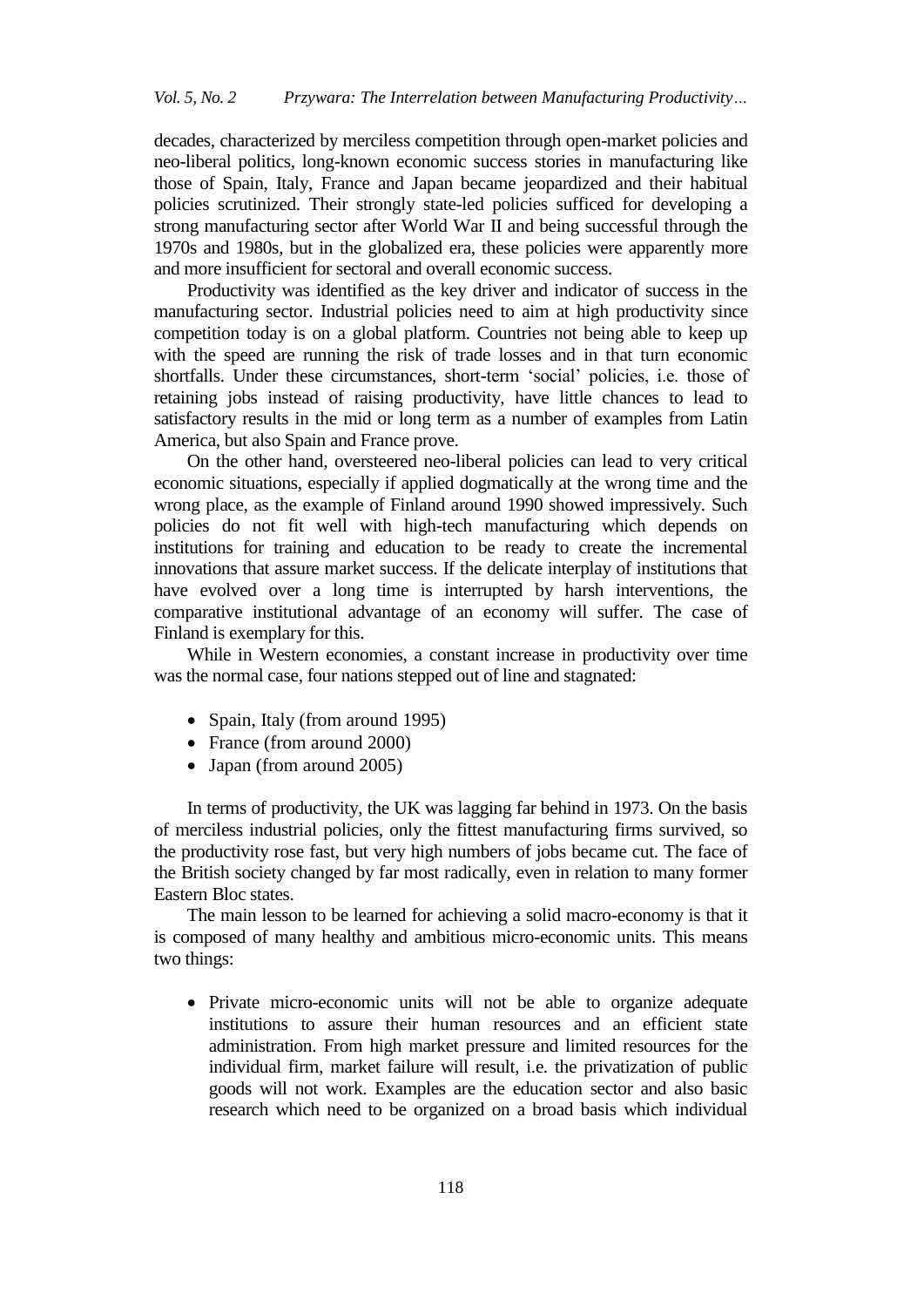decades, characterized by merciless competition through open-market policies and neo-liberal politics, long-known economic success stories in manufacturing like those of Spain, Italy, France and Japan became jeopardized and their habitual policies scrutinized. Their strongly state-led policies sufficed for developing a strong manufacturing sector after World War II and being successful through the 1970s and 1980s, but in the globalized era, these policies were apparently more and more insufficient for sectoral and overall economic success.

Productivity was identified as the key driver and indicator of success in the manufacturing sector. Industrial policies need to aim at high productivity since competition today is on a global platform. Countries not being able to keep up with the speed are running the risk of trade losses and in that turn economic shortfalls. Under these circumstances, short-term 'social' policies, i.e. those of retaining jobs instead of raising productivity, have little chances to lead to satisfactory results in the mid or long term as a number of examples from Latin America, but also Spain and France prove.

On the other hand, oversteered neo-liberal policies can lead to very critical economic situations, especially if applied dogmatically at the wrong time and the wrong place, as the example of Finland around 1990 showed impressively. Such policies do not fit well with high-tech manufacturing which depends on institutions for training and education to be ready to create the incremental innovations that assure market success. If the delicate interplay of institutions that have evolved over a long time is interrupted by harsh interventions, the comparative institutional advantage of an economy will suffer. The case of Finland is exemplary for this.

While in Western economies, a constant increase in productivity over time was the normal case, four nations stepped out of line and stagnated:

- Spain, Italy (from around 1995)
- France (from around 2000)
- Japan (from around 2005)

In terms of productivity, the UK was lagging far behind in 1973. On the basis of merciless industrial policies, only the fittest manufacturing firms survived, so the productivity rose fast, but very high numbers of jobs became cut. The face of the British society changed by far most radically, even in relation to many former Eastern Bloc states.

The main lesson to be learned for achieving a solid macro-economy is that it is composed of many healthy and ambitious micro-economic units. This means two things:

- Private micro-economic units will not be able to organize adequate institutions to assure their human resources and an efficient state administration. From high market pressure and limited resources for the individual firm, market failure will result, i.e. the privatization of public goods will not work. Examples are the education sector and also basic research which need to be organized on a broad basis which individual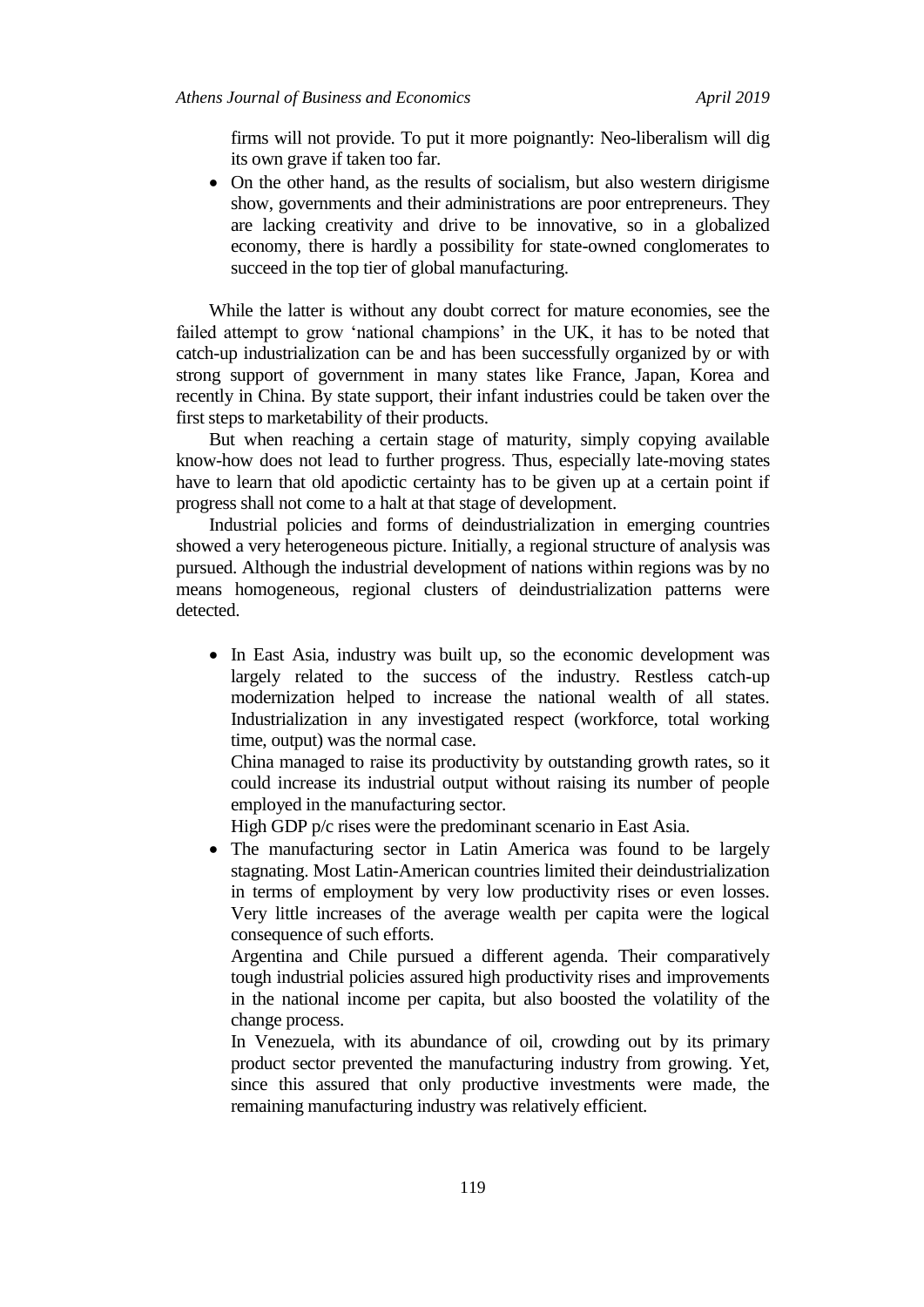firms will not provide. To put it more poignantly: Neo-liberalism will dig its own grave if taken too far.

- On the other hand, as the results of socialism, but also western dirigisme show, governments and their administrations are poor entrepreneurs. They are lacking creativity and drive to be innovative, so in a globalized economy, there is hardly a possibility for state-owned conglomerates to succeed in the top tier of global manufacturing.

While the latter is without any doubt correct for mature economies, see the failed attempt to grow 'national champions' in the UK, it has to be noted that catch-up industrialization can be and has been successfully organized by or with strong support of government in many states like France, Japan, Korea and recently in China. By state support, their infant industries could be taken over the first steps to marketability of their products.

But when reaching a certain stage of maturity, simply copying available know-how does not lead to further progress. Thus, especially late-moving states have to learn that old apodictic certainty has to be given up at a certain point if progress shall not come to a halt at that stage of development.

Industrial policies and forms of deindustrialization in emerging countries showed a very heterogeneous picture. Initially, a regional structure of analysis was pursued. Although the industrial development of nations within regions was by no means homogeneous, regional clusters of deindustrialization patterns were detected.

- In East Asia, industry was built up, so the economic development was largely related to the success of the industry. Restless catch-up modernization helped to increase the national wealth of all states. Industrialization in any investigated respect (workforce, total working time, output) was the normal case.

  China managed to raise its productivity by outstanding growth rates, so it could increase its industrial output without raising its number of people employed in the manufacturing sector.

  High GDP p/c rises were the predominant scenario in East Asia.

- The manufacturing sector in Latin America was found to be largely stagnating. Most Latin-American countries limited their deindustrialization in terms of employment by very low productivity rises or even losses. Very little increases of the average wealth per capita were the logical consequence of such efforts.

  Argentina and Chile pursued a different agenda. Their comparatively tough industrial policies assured high productivity rises and improvements in the national income per capita, but also boosted the volatility of the change process.

  In Venezuela, with its abundance of oil, crowding out by its primary product sector prevented the manufacturing industry from growing. Yet, since this assured that only productive investments were made, the remaining manufacturing industry was relatively efficient.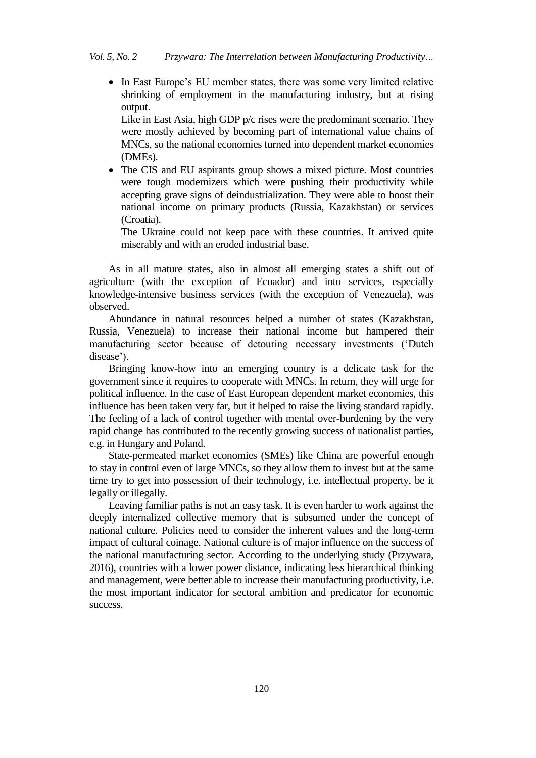- In East Europe's EU member states, there was some very limited relative shrinking of employment in the manufacturing industry, but at rising output.

  Like in East Asia, high GDP p/c rises were the predominant scenario. They were mostly achieved by becoming part of international value chains of MNCs, so the national economies turned into dependent market economies (DMEs).

- The CIS and EU aspirants group shows a mixed picture. Most countries were tough modernizers which were pushing their productivity while accepting grave signs of deindustrialization. They were able to boost their national income on primary products (Russia, Kazakhstan) or services (Croatia).

  The Ukraine could not keep pace with these countries. It arrived quite miserably and with an eroded industrial base.

As in all mature states, also in almost all emerging states a shift out of agriculture (with the exception of Ecuador) and into services, especially knowledge-intensive business services (with the exception of Venezuela), was observed.

Abundance in natural resources helped a number of states (Kazakhstan, Russia, Venezuela) to increase their national income but hampered their manufacturing sector because of detouring necessary investments ('Dutch disease').

Bringing know-how into an emerging country is a delicate task for the government since it requires to cooperate with MNCs. In return, they will urge for political influence. In the case of East European dependent market economies, this influence has been taken very far, but it helped to raise the living standard rapidly. The feeling of a lack of control together with mental over-burdening by the very rapid change has contributed to the recently growing success of nationalist parties, e.g. in Hungary and Poland.

State-permeated market economies (SMEs) like China are powerful enough to stay in control even of large MNCs, so they allow them to invest but at the same time try to get into possession of their technology, i.e. intellectual property, be it legally or illegally.

Leaving familiar paths is not an easy task. It is even harder to work against the deeply internalized collective memory that is subsumed under the concept of national culture. Policies need to consider the inherent values and the long-term impact of cultural coinage. National culture is of major influence on the success of the national manufacturing sector. According to the underlying study (Przywara, 2016), countries with a lower power distance, indicating less hierarchical thinking and management, were better able to increase their manufacturing productivity, i.e. the most important indicator for sectoral ambition and predicator for economic success.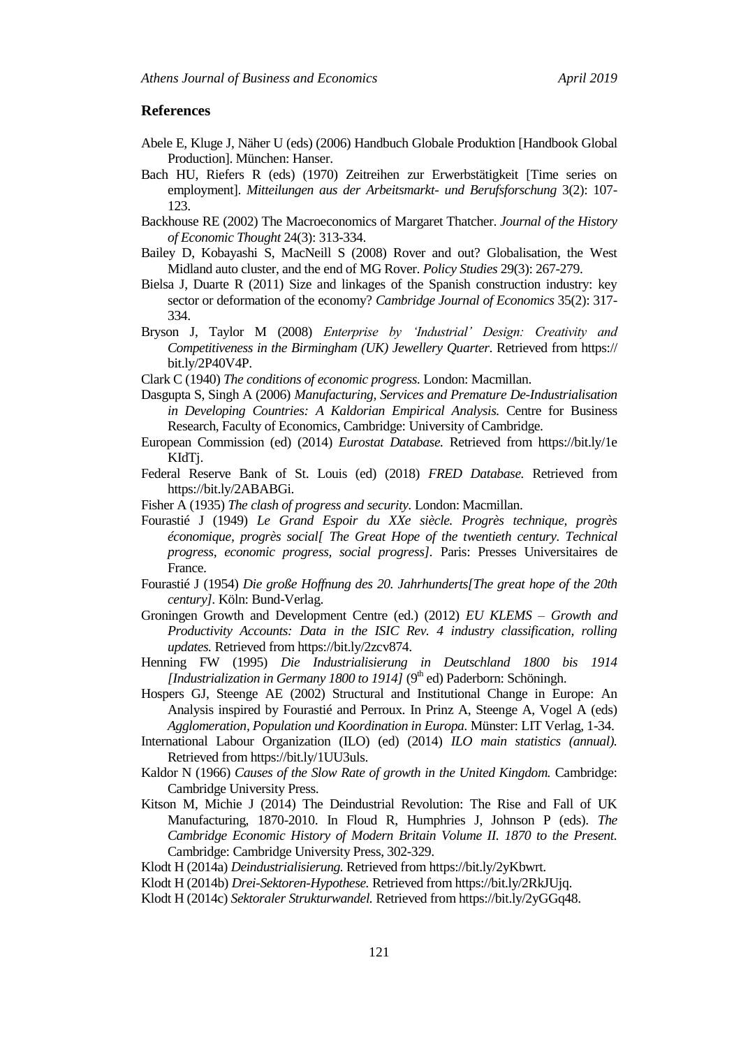## References

Abele E, Kluge J, Näher U (eds) (2006) Handbuch Globale Produktion [Handbook Global Production]. München: Hanser.

Bach HU, Riefers R (eds) (1970) Zeitreihen zur Erwerbstätigkeit [Time series on employment]. *Mitteilungen aus der Arbeitsmarkt- und Berufsforschung* 3(2): 107-123.

Backhouse RE (2002) The Macroeconomics of Margaret Thatcher. *Journal of the History of Economic Thought* 24(3): 313-334.

Bailey D, Kobayashi S, MacNeill S (2008) Rover and out? Globalisation, the West Midland auto cluster, and the end of MG Rover. *Policy Studies* 29(3): 267-279.

Bielsa J, Duarte R (2011) Size and linkages of the Spanish construction industry: key sector or deformation of the economy? *Cambridge Journal of Economics* 35(2): 317-334.

Bryson J, Taylor M (2008) *Enterprise by 'Industrial' Design: Creativity and Competitiveness in the Birmingham (UK) Jewellery Quarter*. Retrieved from https://bit.ly/2P40V4P.

Clark C (1940) *The conditions of economic progress.* London: Macmillan.

Dasgupta S, Singh A (2006) *Manufacturing, Services and Premature De-Industrialisation in Developing Countries: A Kaldorian Empirical Analysis.* Centre for Business Research, Faculty of Economics, Cambridge: University of Cambridge.

European Commission (ed) (2014) *Eurostat Database.* Retrieved from https://bit.ly/1eKIdTj.

Federal Reserve Bank of St. Louis (ed) (2018) *FRED Database.* Retrieved from https://bit.ly/2ABABGi.

Fisher A (1935) *The clash of progress and security.* London: Macmillan.

Fourastié J (1949) *Le Grand Espoir du XXe siècle. Progrès technique, progrès économique, progrès social[ The Great Hope of the twentieth century. Technical progress, economic progress, social progress].* Paris: Presses Universitaires de France.

Fourastié J (1954) *Die große Hoffnung des 20. Jahrhunderts[The great hope of the 20th century]*. Köln: Bund-Verlag.

Groningen Growth and Development Centre (ed.) (2012) *EU KLEMS – Growth and Productivity Accounts: Data in the ISIC Rev. 4 industry classification, rolling updates.* Retrieved from https://bit.ly/2zcv874.

Henning FW (1995) *Die Industrialisierung in Deutschland 1800 bis 1914 [Industrialization in Germany 1800 to 1914]* (9th ed) Paderborn: Schöningh.

Hospers GJ, Steenge AE (2002) Structural and Institutional Change in Europe: An Analysis inspired by Fourastié and Perroux. In Prinz A, Steenge A, Vogel A (eds) *Agglomeration, Population und Koordination in Europa*. Münster: LIT Verlag, 1-34.

International Labour Organization (ILO) (ed) (2014) *ILO main statistics (annual).* Retrieved from https://bit.ly/1UU3uls.

Kaldor N (1966) *Causes of the Slow Rate of growth in the United Kingdom.* Cambridge: Cambridge University Press.

Kitson M, Michie J (2014) The Deindustrial Revolution: The Rise and Fall of UK Manufacturing, 1870-2010. In Floud R, Humphries J, Johnson P (eds). *The Cambridge Economic History of Modern Britain Volume II. 1870 to the Present.* Cambridge: Cambridge University Press, 302-329.

Klodt H (2014a) *Deindustrialisierung.* Retrieved from https://bit.ly/2yKbwrt.

Klodt H (2014b) *Drei-Sektoren-Hypothese.* Retrieved from https://bit.ly/2RkJUjq.

Klodt H (2014c) *Sektoraler Strukturwandel.* Retrieved from https://bit.ly/2yGGq48.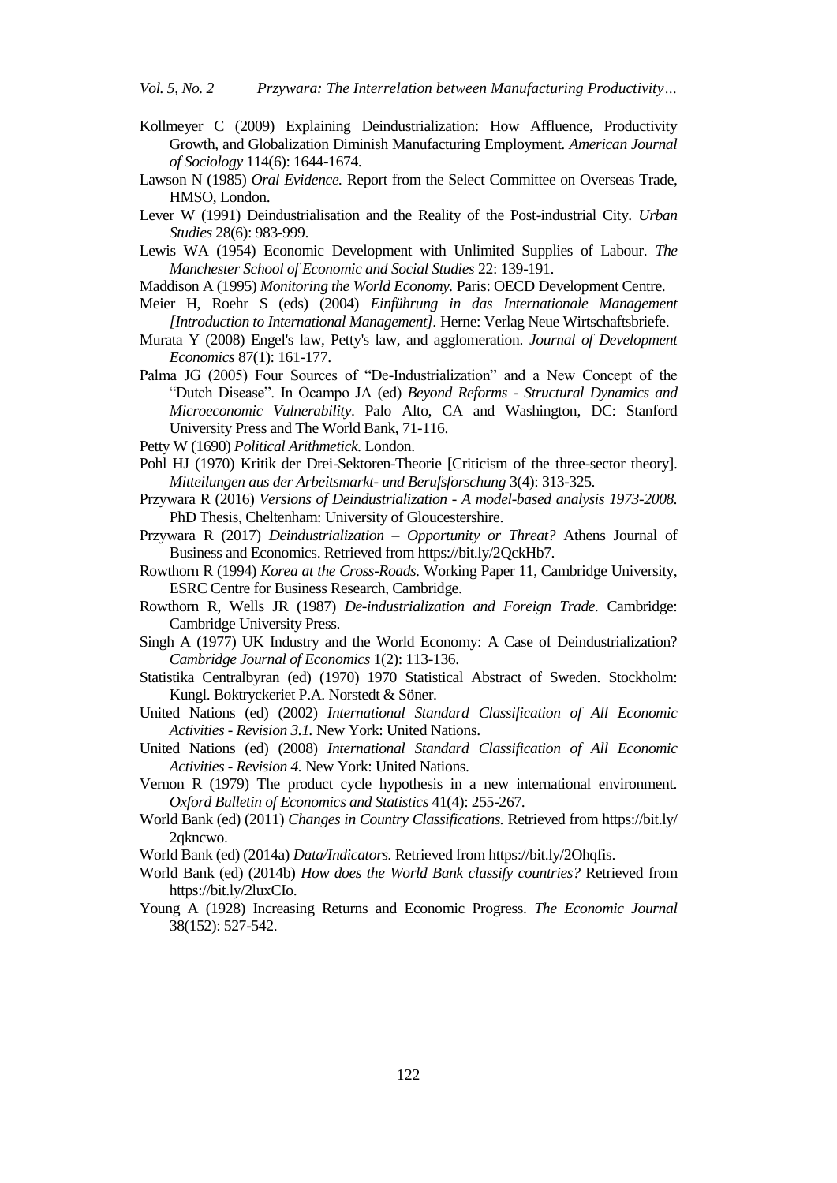Kollmeyer C (2009) Explaining Deindustrialization: How Affluence, Productivity Growth, and Globalization Diminish Manufacturing Employment. *American Journal of Sociology* 114(6): 1644-1674.

Lawson N (1985) *Oral Evidence.* Report from the Select Committee on Overseas Trade, HMSO, London.

Lever W (1991) Deindustrialisation and the Reality of the Post-industrial City. *Urban Studies* 28(6): 983-999.

Lewis WA (1954) Economic Development with Unlimited Supplies of Labour. *The Manchester School of Economic and Social Studies* 22: 139-191.

Maddison A (1995) *Monitoring the World Economy.* Paris: OECD Development Centre.

Meier H, Roehr S (eds) (2004) *Einführung in das Internationale Management [Introduction to International Management].* Herne: Verlag Neue Wirtschaftsbriefe.

Murata Y (2008) Engel's law, Petty's law, and agglomeration. *Journal of Development Economics* 87(1): 161-177.

Palma JG (2005) Four Sources of "De-Industrialization" and a New Concept of the "Dutch Disease". In Ocampo JA (ed) *Beyond Reforms - Structural Dynamics and Microeconomic Vulnerability*. Palo Alto, CA and Washington, DC: Stanford University Press and The World Bank, 71-116.

Petty W (1690) *Political Arithmetick.* London.

Pohl HJ (1970) Kritik der Drei-Sektoren-Theorie [Criticism of the three-sector theory]. *Mitteilungen aus der Arbeitsmarkt- und Berufsforschung* 3(4): 313-325.

Przywara R (2016) *Versions of Deindustrialization - A model-based analysis 1973-2008.* PhD Thesis, Cheltenham: University of Gloucestershire.

Przywara R (2017) *Deindustrialization – Opportunity or Threat?* Athens Journal of Business and Economics. Retrieved from https://bit.ly/2QckHb7.

Rowthorn R (1994) *Korea at the Cross-Roads.* Working Paper 11, Cambridge University, ESRC Centre for Business Research, Cambridge.

Rowthorn R, Wells JR (1987) *De-industrialization and Foreign Trade.* Cambridge: Cambridge University Press.

Singh A (1977) UK Industry and the World Economy: A Case of Deindustrialization? *Cambridge Journal of Economics* 1(2): 113-136.

Statistika Centralbyran (ed) (1970) 1970 Statistical Abstract of Sweden. Stockholm: Kungl. Boktryckeriet P.A. Norstedt & Söner.

United Nations (ed) (2002) *International Standard Classification of All Economic Activities - Revision 3.1.* New York: United Nations.

United Nations (ed) (2008) *International Standard Classification of All Economic Activities - Revision 4.* New York: United Nations.

Vernon R (1979) The product cycle hypothesis in a new international environment. *Oxford Bulletin of Economics and Statistics* 41(4): 255-267.

World Bank (ed) (2011) *Changes in Country Classifications.* Retrieved from https://bit.ly/2qkncwo.

World Bank (ed) (2014a) *Data/Indicators.* Retrieved from https://bit.ly/2Ohqfis.

World Bank (ed) (2014b) *How does the World Bank classify countries?* Retrieved from https://bit.ly/2luxCIo.

Young A (1928) Increasing Returns and Economic Progress. *The Economic Journal* 38(152): 527-542.